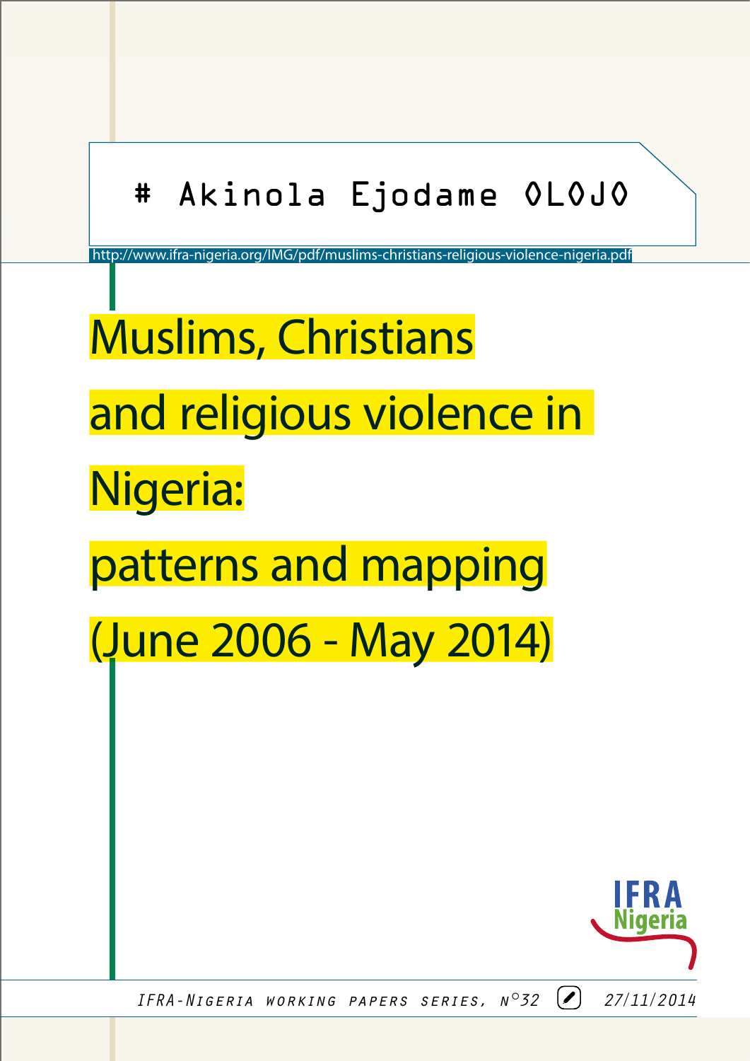\# Akinola Ejodame OLOJO

http://www.ifra-nigeria.org/IMG/pdf/muslims-christians-religious-violence-nigeria.pdf

# Muslims, Christians and religious violence in Nigeria: patterns and mapping (June 2006 - May 2014)

IFRA Nigeria

*IFRA-Nigeria working papers series, N°32* 27/11/2014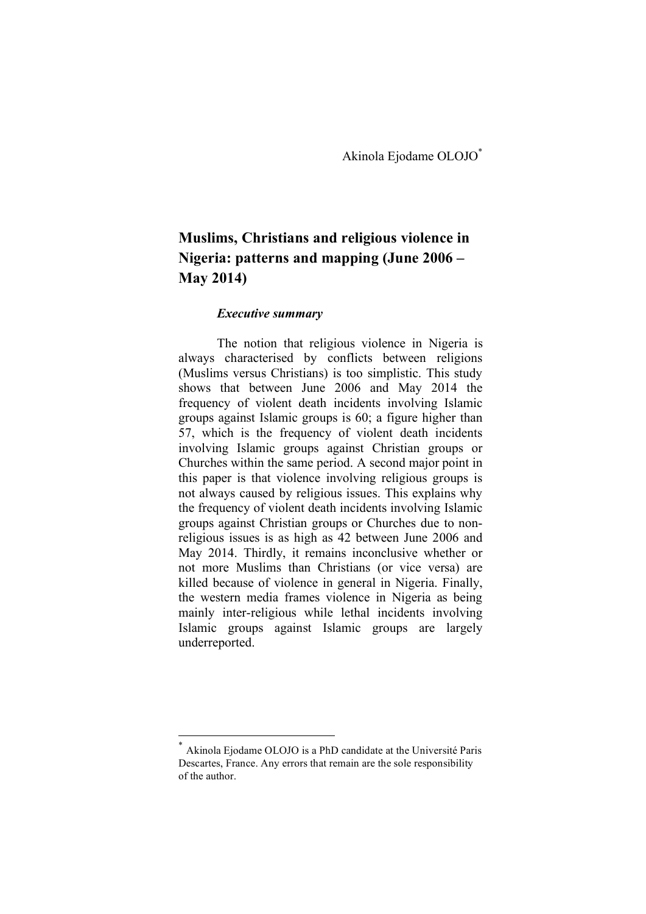Akinola Ejodame OLOJO[*]

# Muslims, Christians and religious violence in Nigeria: patterns and mapping (June 2006 – May 2014)

### *Executive summary*

The notion that religious violence in Nigeria is always characterised by conflicts between religions (Muslims versus Christians) is too simplistic. This study shows that between June 2006 and May 2014 the frequency of violent death incidents involving Islamic groups against Islamic groups is 60; a figure higher than 57, which is the frequency of violent death incidents involving Islamic groups against Christian groups or Churches within the same period. A second major point in this paper is that violence involving religious groups is not always caused by religious issues. This explains why the frequency of violent death incidents involving Islamic groups against Christian groups or Churches due to non-religious issues is as high as 42 between June 2006 and May 2014. Thirdly, it remains inconclusive whether or not more Muslims than Christians (or vice versa) are killed because of violence in general in Nigeria. Finally, the western media frames violence in Nigeria as being mainly inter-religious while lethal incidents involving Islamic groups against Islamic groups are largely underreported.

---

[*] Akinola Ejodame OLOJO is a PhD candidate at the Université Paris Descartes, France. Any errors that remain are the sole responsibility of the author.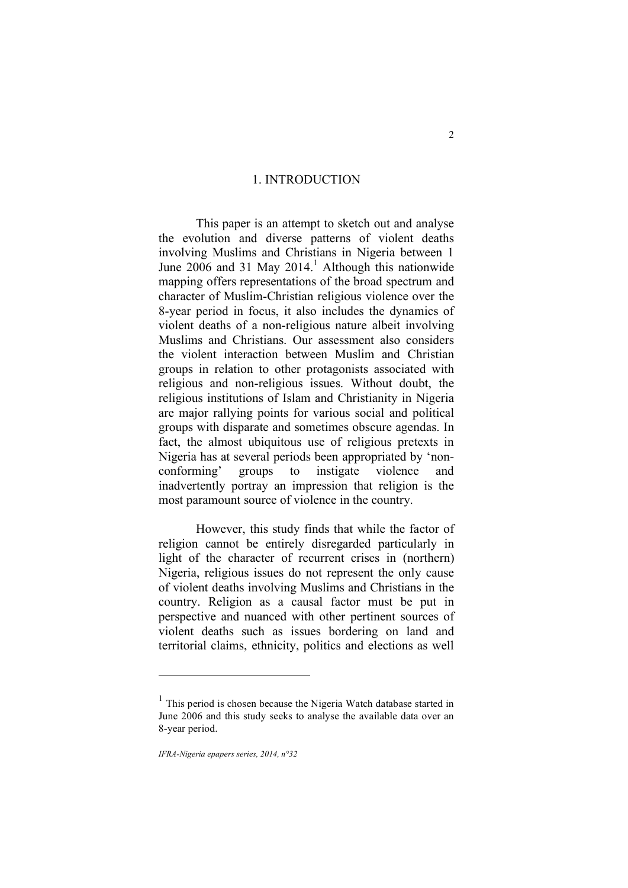# 1. INTRODUCTION

This paper is an attempt to sketch out and analyse the evolution and diverse patterns of violent deaths involving Muslims and Christians in Nigeria between 1 June 2006 and 31 May 2014.[1] Although this nationwide mapping offers representations of the broad spectrum and character of Muslim-Christian religious violence over the 8-year period in focus, it also includes the dynamics of violent deaths of a non-religious nature albeit involving Muslims and Christians. Our assessment also considers the violent interaction between Muslim and Christian groups in relation to other protagonists associated with religious and non-religious issues. Without doubt, the religious institutions of Islam and Christianity in Nigeria are major rallying points for various social and political groups with disparate and sometimes obscure agendas. In fact, the almost ubiquitous use of religious pretexts in Nigeria has at several periods been appropriated by 'non-conforming' groups to instigate violence and inadvertently portray an impression that religion is the most paramount source of violence in the country.

However, this study finds that while the factor of religion cannot be entirely disregarded particularly in light of the character of recurrent crises in (northern) Nigeria, religious issues do not represent the only cause of violent deaths involving Muslims and Christians in the country. Religion as a causal factor must be put in perspective and nuanced with other pertinent sources of violent deaths such as issues bordering on land and territorial claims, ethnicity, politics and elections as well

[1] This period is chosen because the Nigeria Watch database started in June 2006 and this study seeks to analyse the available data over an 8-year period.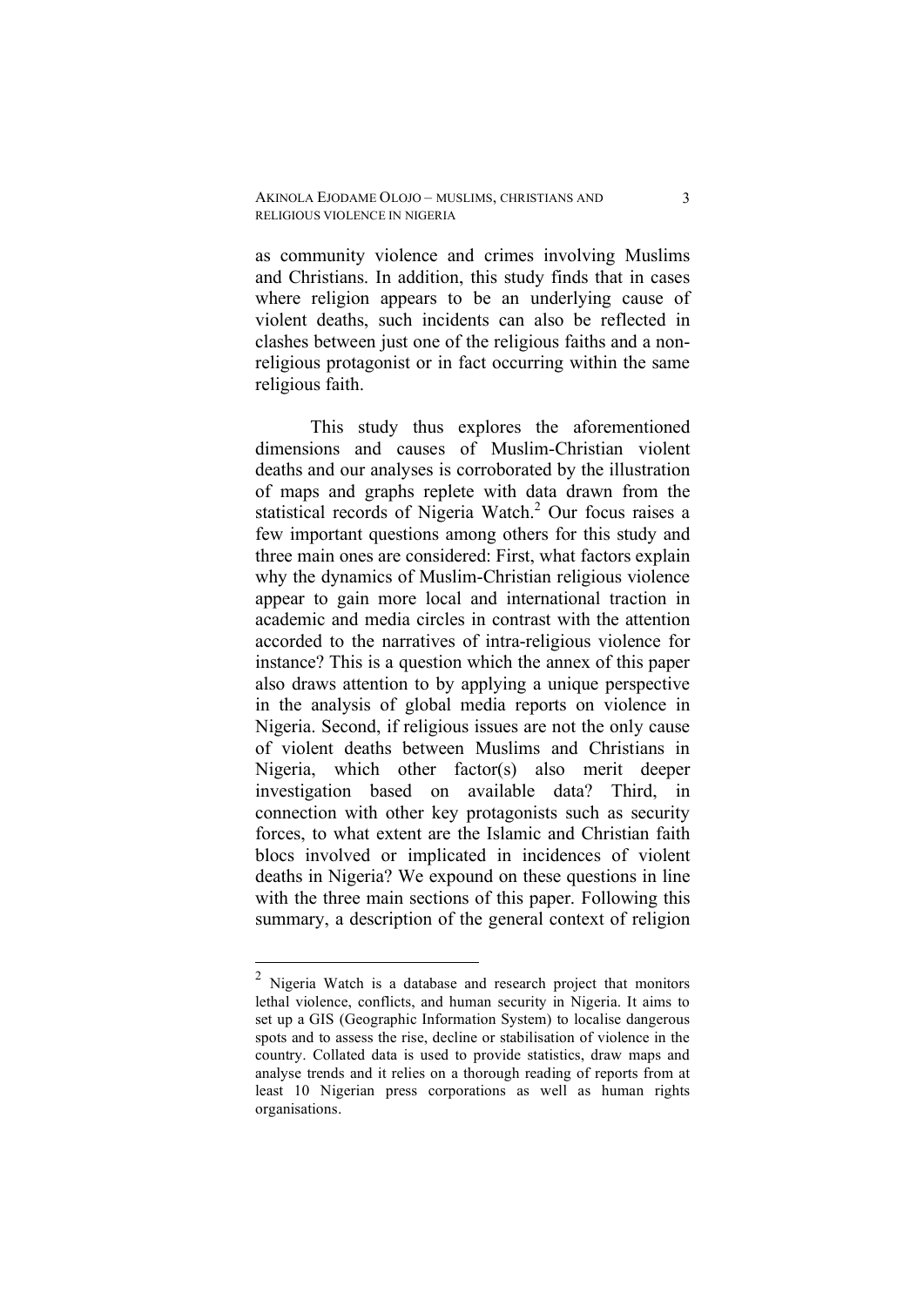as community violence and crimes involving Muslims and Christians. In addition, this study finds that in cases where religion appears to be an underlying cause of violent deaths, such incidents can also be reflected in clashes between just one of the religious faiths and a non-religious protagonist or in fact occurring within the same religious faith.

This study thus explores the aforementioned dimensions and causes of Muslim-Christian violent deaths and our analyses is corroborated by the illustration of maps and graphs replete with data drawn from the statistical records of Nigeria Watch.[2] Our focus raises a few important questions among others for this study and three main ones are considered: First, what factors explain why the dynamics of Muslim-Christian religious violence appear to gain more local and international traction in academic and media circles in contrast with the attention accorded to the narratives of intra-religious violence for instance? This is a question which the annex of this paper also draws attention to by applying a unique perspective in the analysis of global media reports on violence in Nigeria. Second, if religious issues are not the only cause of violent deaths between Muslims and Christians in Nigeria, which other factor(s) also merit deeper investigation based on available data? Third, in connection with other key protagonists such as security forces, to what extent are the Islamic and Christian faith blocs involved or implicated in incidences of violent deaths in Nigeria? We expound on these questions in line with the three main sections of this paper. Following this summary, a description of the general context of religion

---

[2] Nigeria Watch is a database and research project that monitors lethal violence, conflicts, and human security in Nigeria. It aims to set up a GIS (Geographic Information System) to localise dangerous spots and to assess the rise, decline or stabilisation of violence in the country. Collated data is used to provide statistics, draw maps and analyse trends and it relies on a thorough reading of reports from at least 10 Nigerian press corporations as well as human rights organisations.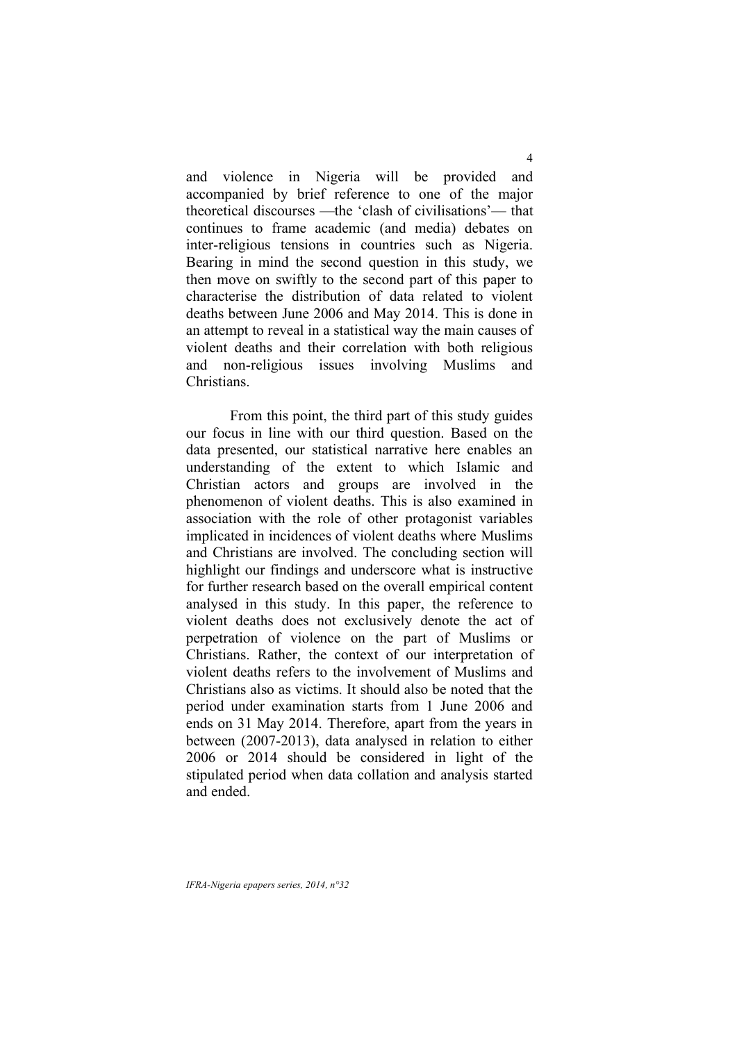and violence in Nigeria will be provided and accompanied by brief reference to one of the major theoretical discourses —the 'clash of civilisations'— that continues to frame academic (and media) debates on inter-religious tensions in countries such as Nigeria. Bearing in mind the second question in this study, we then move on swiftly to the second part of this paper to characterise the distribution of data related to violent deaths between June 2006 and May 2014. This is done in an attempt to reveal in a statistical way the main causes of violent deaths and their correlation with both religious and non-religious issues involving Muslims and Christians.

From this point, the third part of this study guides our focus in line with our third question. Based on the data presented, our statistical narrative here enables an understanding of the extent to which Islamic and Christian actors and groups are involved in the phenomenon of violent deaths. This is also examined in association with the role of other protagonist variables implicated in incidences of violent deaths where Muslims and Christians are involved. The concluding section will highlight our findings and underscore what is instructive for further research based on the overall empirical content analysed in this study. In this paper, the reference to violent deaths does not exclusively denote the act of perpetration of violence on the part of Muslims or Christians. Rather, the context of our interpretation of violent deaths refers to the involvement of Muslims and Christians also as victims. It should also be noted that the period under examination starts from 1 June 2006 and ends on 31 May 2014. Therefore, apart from the years in between (2007-2013), data analysed in relation to either 2006 or 2014 should be considered in light of the stipulated period when data collation and analysis started and ended.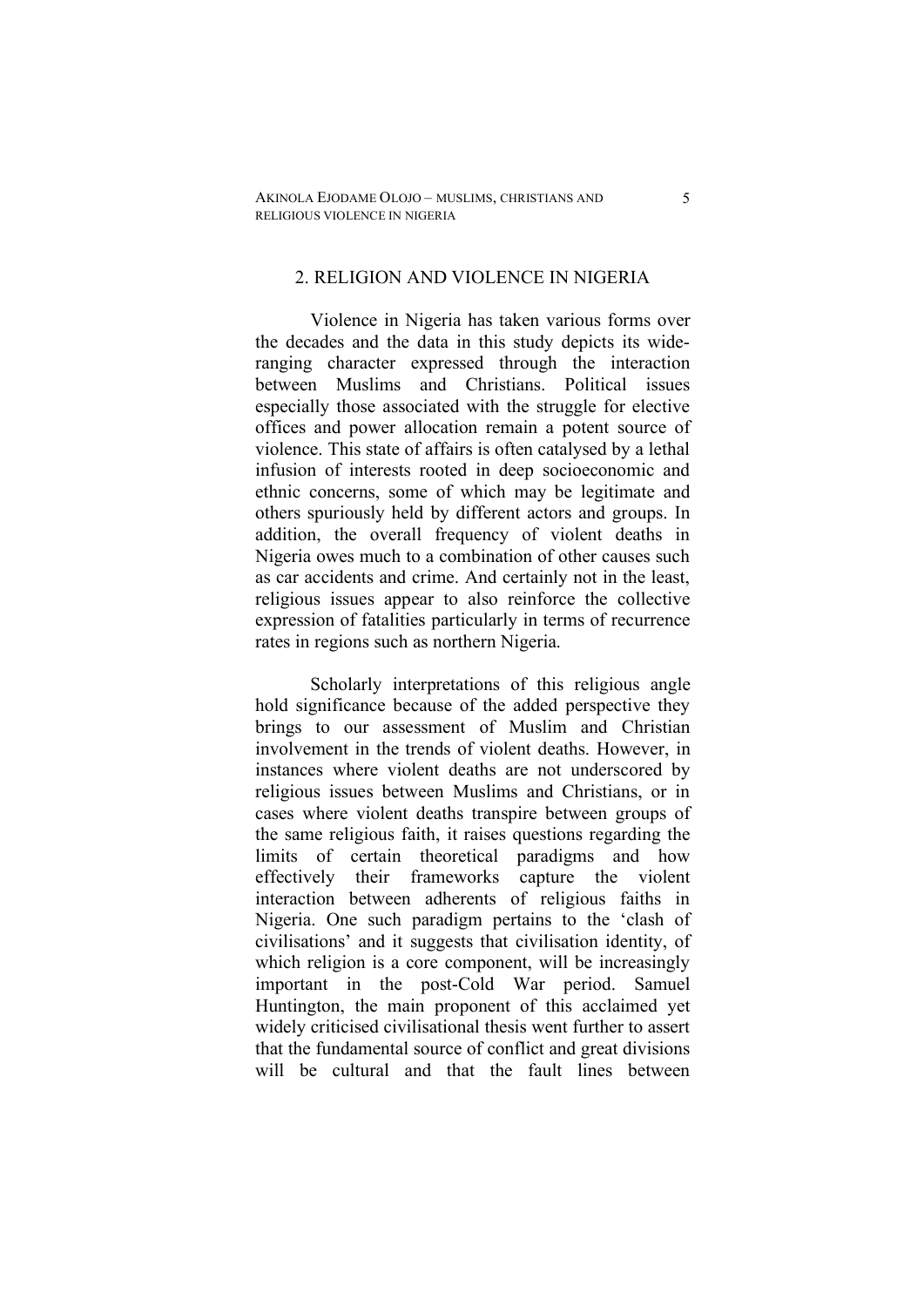## 2. RELIGION AND VIOLENCE IN NIGERIA

Violence in Nigeria has taken various forms over the decades and the data in this study depicts its wide-ranging character expressed through the interaction between Muslims and Christians. Political issues especially those associated with the struggle for elective offices and power allocation remain a potent source of violence. This state of affairs is often catalysed by a lethal infusion of interests rooted in deep socioeconomic and ethnic concerns, some of which may be legitimate and others spuriously held by different actors and groups. In addition, the overall frequency of violent deaths in Nigeria owes much to a combination of other causes such as car accidents and crime. And certainly not in the least, religious issues appear to also reinforce the collective expression of fatalities particularly in terms of recurrence rates in regions such as northern Nigeria.

Scholarly interpretations of this religious angle hold significance because of the added perspective they brings to our assessment of Muslim and Christian involvement in the trends of violent deaths. However, in instances where violent deaths are not underscored by religious issues between Muslims and Christians, or in cases where violent deaths transpire between groups of the same religious faith, it raises questions regarding the limits of certain theoretical paradigms and how effectively their frameworks capture the violent interaction between adherents of religious faiths in Nigeria. One such paradigm pertains to the 'clash of civilisations' and it suggests that civilisation identity, of which religion is a core component, will be increasingly important in the post-Cold War period. Samuel Huntington, the main proponent of this acclaimed yet widely criticised civilisational thesis went further to assert that the fundamental source of conflict and great divisions will be cultural and that the fault lines between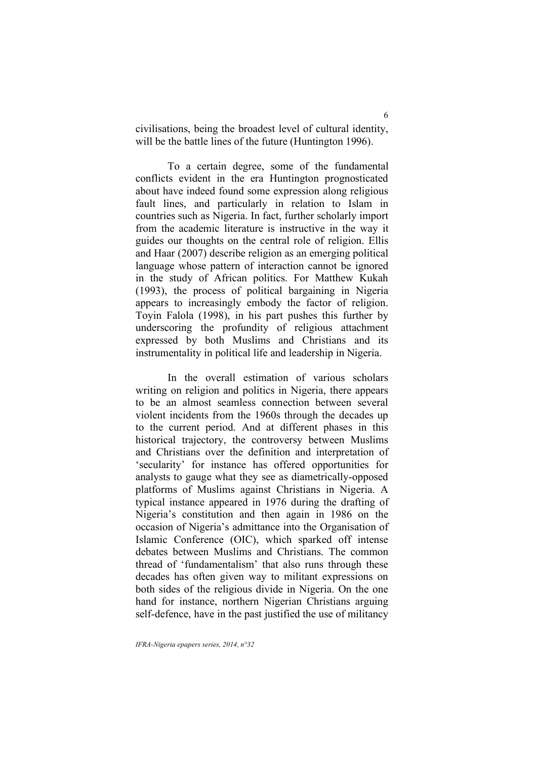civilisations, being the broadest level of cultural identity, will be the battle lines of the future (Huntington 1996).

To a certain degree, some of the fundamental conflicts evident in the era Huntington prognosticated about have indeed found some expression along religious fault lines, and particularly in relation to Islam in countries such as Nigeria. In fact, further scholarly import from the academic literature is instructive in the way it guides our thoughts on the central role of religion. Ellis and Haar (2007) describe religion as an emerging political language whose pattern of interaction cannot be ignored in the study of African politics. For Matthew Kukah (1993), the process of political bargaining in Nigeria appears to increasingly embody the factor of religion. Toyin Falola (1998), in his part pushes this further by underscoring the profundity of religious attachment expressed by both Muslims and Christians and its instrumentality in political life and leadership in Nigeria.

In the overall estimation of various scholars writing on religion and politics in Nigeria, there appears to be an almost seamless connection between several violent incidents from the 1960s through the decades up to the current period. And at different phases in this historical trajectory, the controversy between Muslims and Christians over the definition and interpretation of 'secularity' for instance has offered opportunities for analysts to gauge what they see as diametrically-opposed platforms of Muslims against Christians in Nigeria. A typical instance appeared in 1976 during the drafting of Nigeria's constitution and then again in 1986 on the occasion of Nigeria's admittance into the Organisation of Islamic Conference (OIC), which sparked off intense debates between Muslims and Christians. The common thread of 'fundamentalism' that also runs through these decades has often given way to militant expressions on both sides of the religious divide in Nigeria. On the one hand for instance, northern Nigerian Christians arguing self-defence, have in the past justified the use of militancy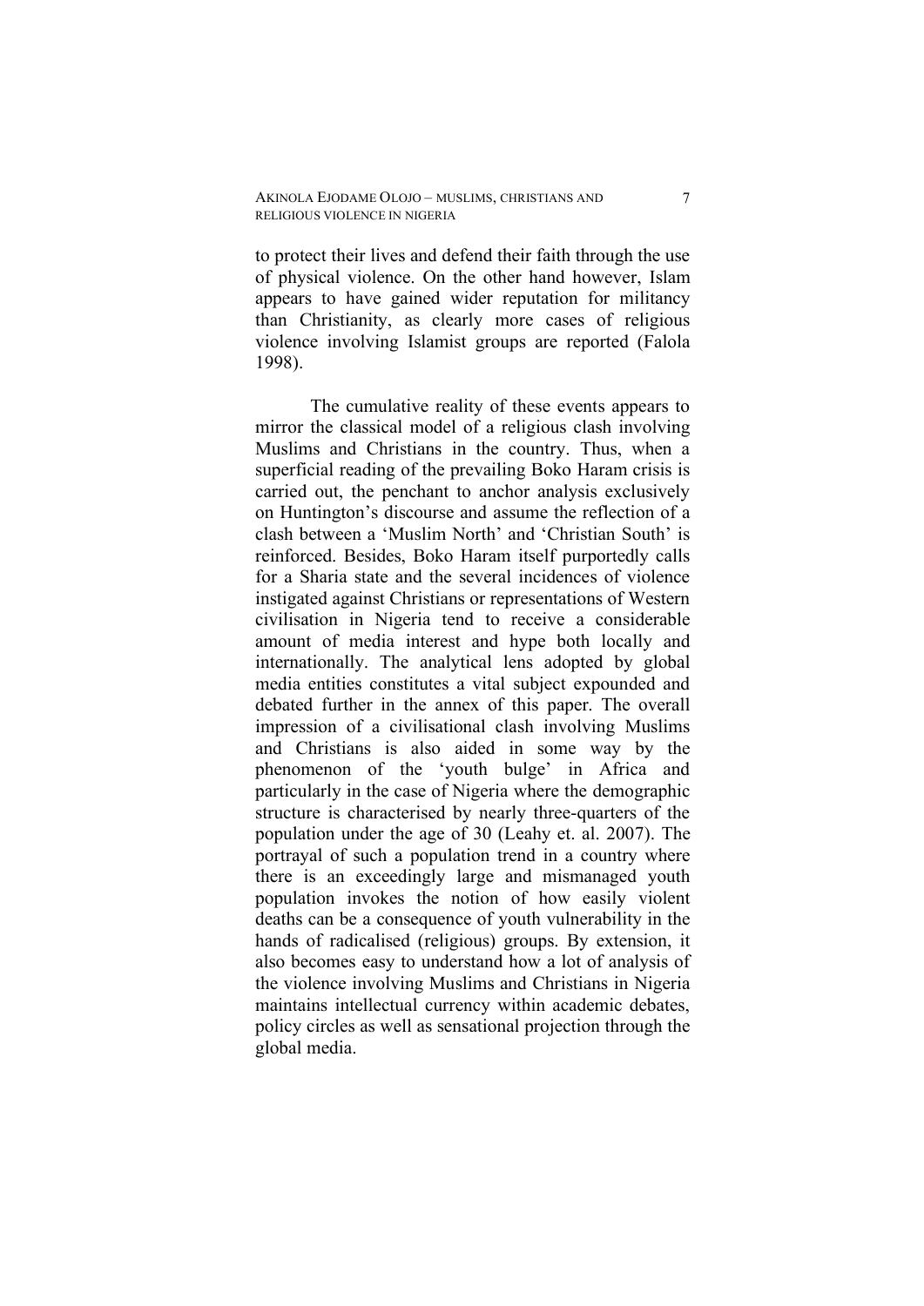to protect their lives and defend their faith through the use of physical violence. On the other hand however, Islam appears to have gained wider reputation for militancy than Christianity, as clearly more cases of religious violence involving Islamist groups are reported (Falola 1998).

The cumulative reality of these events appears to mirror the classical model of a religious clash involving Muslims and Christians in the country. Thus, when a superficial reading of the prevailing Boko Haram crisis is carried out, the penchant to anchor analysis exclusively on Huntington's discourse and assume the reflection of a clash between a 'Muslim North' and 'Christian South' is reinforced. Besides, Boko Haram itself purportedly calls for a Sharia state and the several incidences of violence instigated against Christians or representations of Western civilisation in Nigeria tend to receive a considerable amount of media interest and hype both locally and internationally. The analytical lens adopted by global media entities constitutes a vital subject expounded and debated further in the annex of this paper. The overall impression of a civilisational clash involving Muslims and Christians is also aided in some way by the phenomenon of the 'youth bulge' in Africa and particularly in the case of Nigeria where the demographic structure is characterised by nearly three-quarters of the population under the age of 30 (Leahy et. al. 2007). The portrayal of such a population trend in a country where there is an exceedingly large and mismanaged youth population invokes the notion of how easily violent deaths can be a consequence of youth vulnerability in the hands of radicalised (religious) groups. By extension, it also becomes easy to understand how a lot of analysis of the violence involving Muslims and Christians in Nigeria maintains intellectual currency within academic debates, policy circles as well as sensational projection through the global media.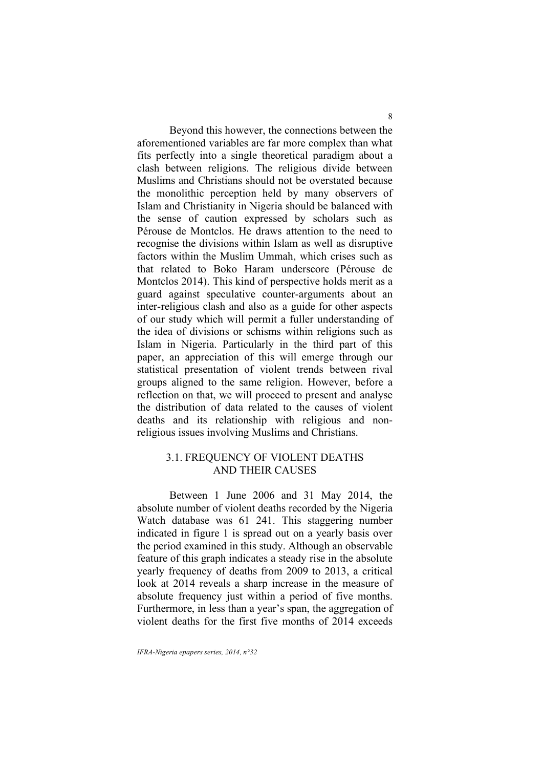Beyond this however, the connections between the aforementioned variables are far more complex than what fits perfectly into a single theoretical paradigm about a clash between religions. The religious divide between Muslims and Christians should not be overstated because the monolithic perception held by many observers of Islam and Christianity in Nigeria should be balanced with the sense of caution expressed by scholars such as Pérouse de Montclos. He draws attention to the need to recognise the divisions within Islam as well as disruptive factors within the Muslim Ummah, which crises such as that related to Boko Haram underscore (Pérouse de Montclos 2014). This kind of perspective holds merit as a guard against speculative counter-arguments about an inter-religious clash and also as a guide for other aspects of our study which will permit a fuller understanding of the idea of divisions or schisms within religions such as Islam in Nigeria. Particularly in the third part of this paper, an appreciation of this will emerge through our statistical presentation of violent trends between rival groups aligned to the same religion. However, before a reflection on that, we will proceed to present and analyse the distribution of data related to the causes of violent deaths and its relationship with religious and non-religious issues involving Muslims and Christians.

### 3.1. FREQUENCY OF VIOLENT DEATHS AND THEIR CAUSES

Between 1 June 2006 and 31 May 2014, the absolute number of violent deaths recorded by the Nigeria Watch database was 61 241. This staggering number indicated in figure 1 is spread out on a yearly basis over the period examined in this study. Although an observable feature of this graph indicates a steady rise in the absolute yearly frequency of deaths from 2009 to 2013, a critical look at 2014 reveals a sharp increase in the measure of absolute frequency just within a period of five months. Furthermore, in less than a year's span, the aggregation of violent deaths for the first five months of 2014 exceeds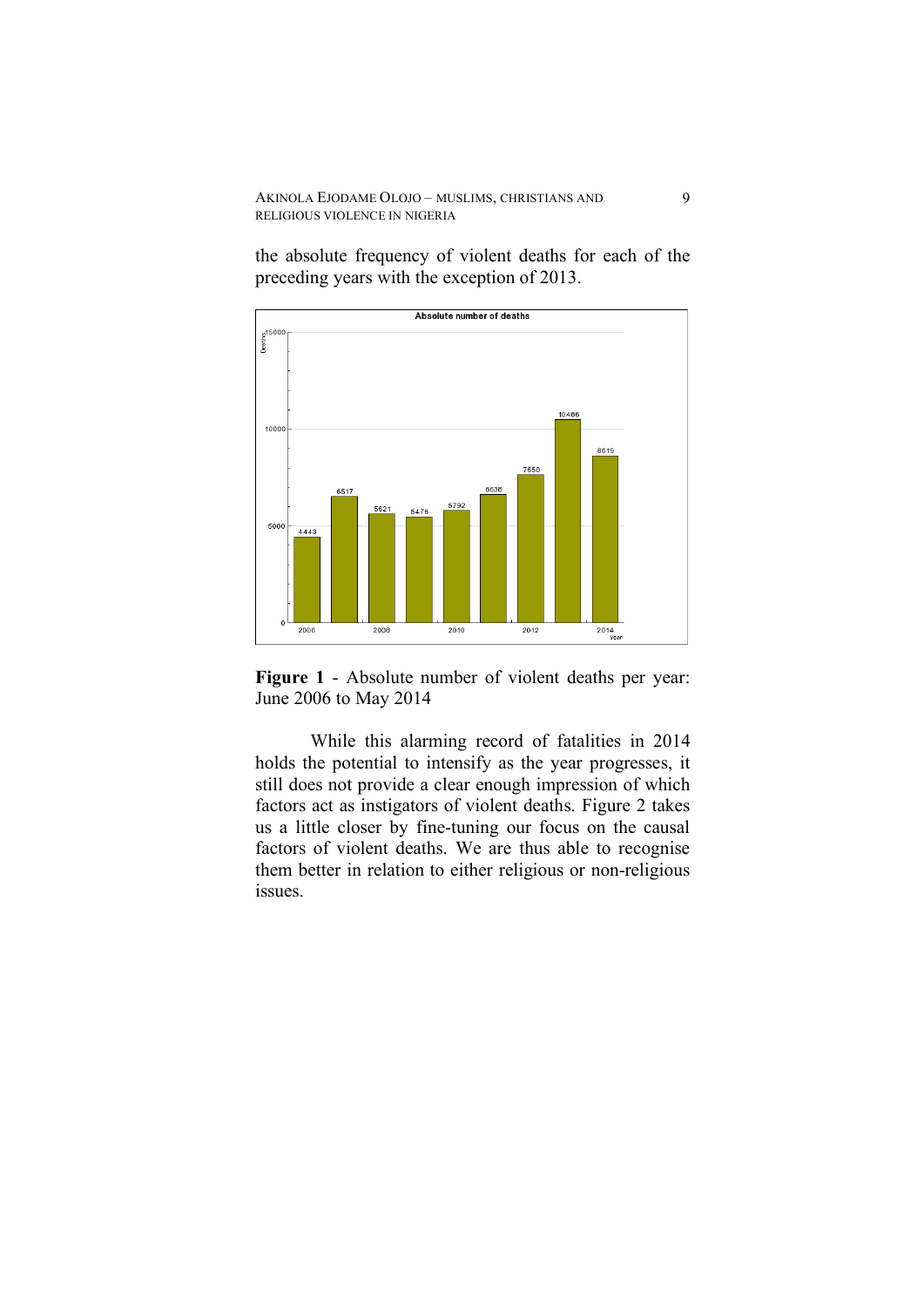the absolute frequency of violent deaths for each of the preceding years with the exception of 2013.

**Figure 1** - Absolute number of violent deaths per year: June 2006 to May 2014

While this alarming record of fatalities in 2014 holds the potential to intensify as the year progresses, it still does not provide a clear enough impression of which factors act as instigators of violent deaths. Figure 2 takes us a little closer by fine-tuning our focus on the causal factors of violent deaths. We are thus able to recognise them better in relation to either religious or non-religious issues.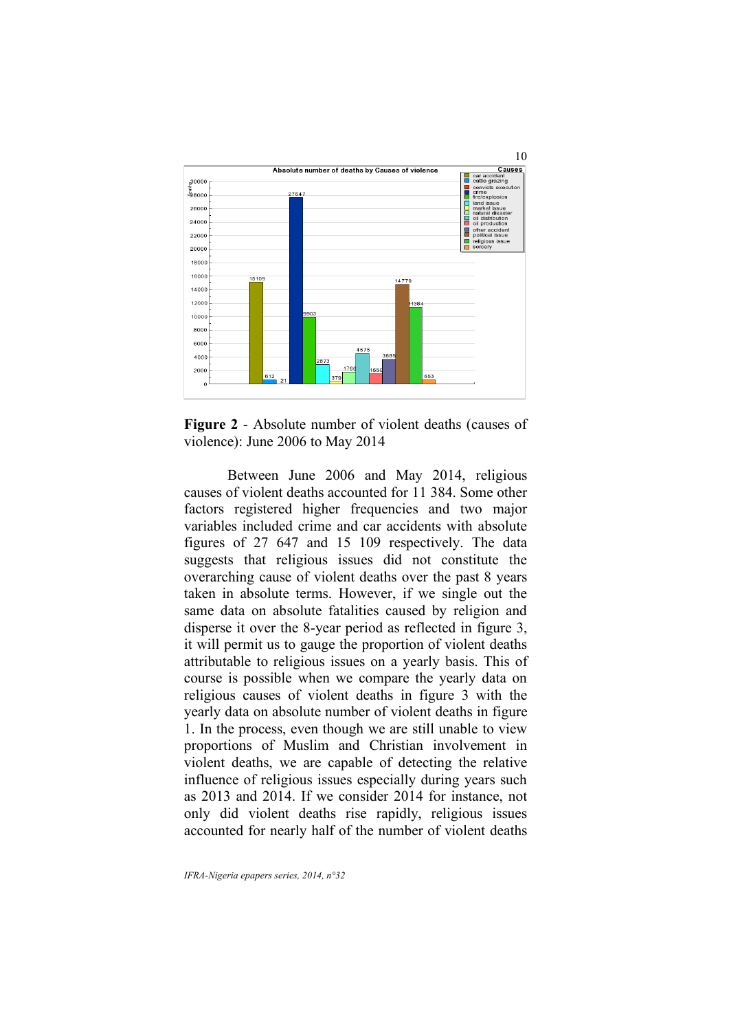**Figure 2** - Absolute number of violent deaths (causes of violence): June 2006 to May 2014

Between June 2006 and May 2014, religious causes of violent deaths accounted for 11 384. Some other factors registered higher frequencies and two major variables included crime and car accidents with absolute figures of 27 647 and 15 109 respectively. The data suggests that religious issues did not constitute the overarching cause of violent deaths over the past 8 years taken in absolute terms. However, if we single out the same data on absolute fatalities caused by religion and disperse it over the 8-year period as reflected in figure 3, it will permit us to gauge the proportion of violent deaths attributable to religious issues on a yearly basis. This of course is possible when we compare the yearly data on religious causes of violent deaths in figure 3 with the yearly data on absolute number of violent deaths in figure 1. In the process, even though we are still unable to view proportions of Muslim and Christian involvement in violent deaths, we are capable of detecting the relative influence of religious issues especially during years such as 2013 and 2014. If we consider 2014 for instance, not only did violent deaths rise rapidly, religious issues accounted for nearly half of the number of violent deaths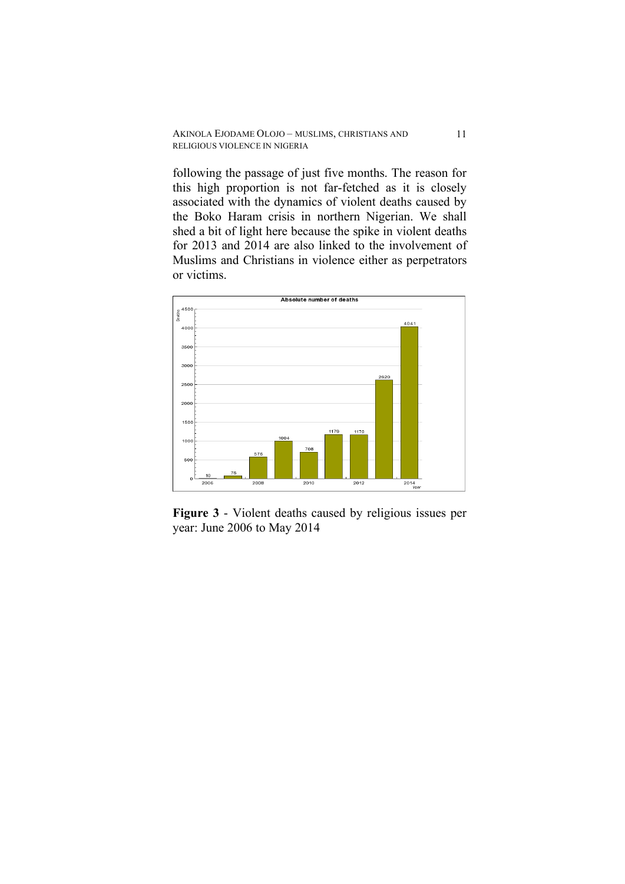following the passage of just five months. The reason for this high proportion is not far-fetched as it is closely associated with the dynamics of violent deaths caused by the Boko Haram crisis in northern Nigerian. We shall shed a bit of light here because the spike in violent deaths for 2013 and 2014 are also linked to the involvement of Muslims and Christians in violence either as perpetrators or victims.

**Figure 3** - Violent deaths caused by religious issues per year: June 2006 to May 2014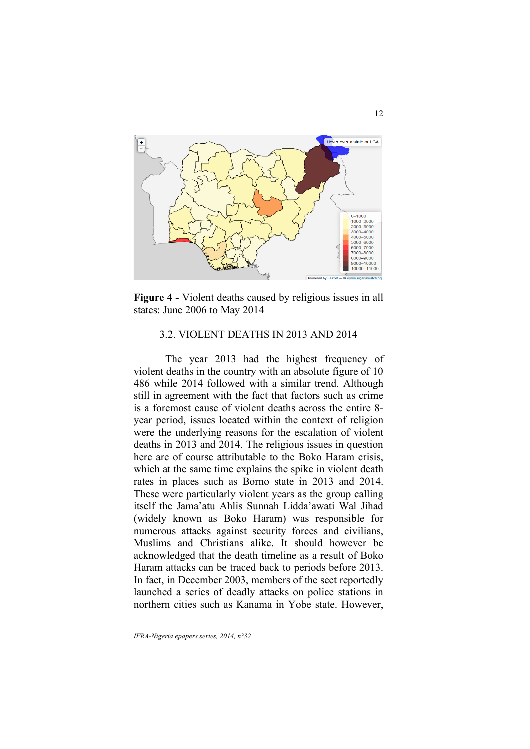**Figure 4 -** Violent deaths caused by religious issues in all states: June 2006 to May 2014

### 3.2. VIOLENT DEATHS IN 2013 AND 2014

The year 2013 had the highest frequency of violent deaths in the country with an absolute figure of 10 486 while 2014 followed with a similar trend. Although still in agreement with the fact that factors such as crime is a foremost cause of violent deaths across the entire 8-year period, issues located within the context of religion were the underlying reasons for the escalation of violent deaths in 2013 and 2014. The religious issues in question here are of course attributable to the Boko Haram crisis, which at the same time explains the spike in violent death rates in places such as Borno state in 2013 and 2014. These were particularly violent years as the group calling itself the Jama'atu Ahlis Sunnah Lidda'awati Wal Jihad (widely known as Boko Haram) was responsible for numerous attacks against security forces and civilians, Muslims and Christians alike. It should however be acknowledged that the death timeline as a result of Boko Haram attacks can be traced back to periods before 2013. In fact, in December 2003, members of the sect reportedly launched a series of deadly attacks on police stations in northern cities such as Kanama in Yobe state. However,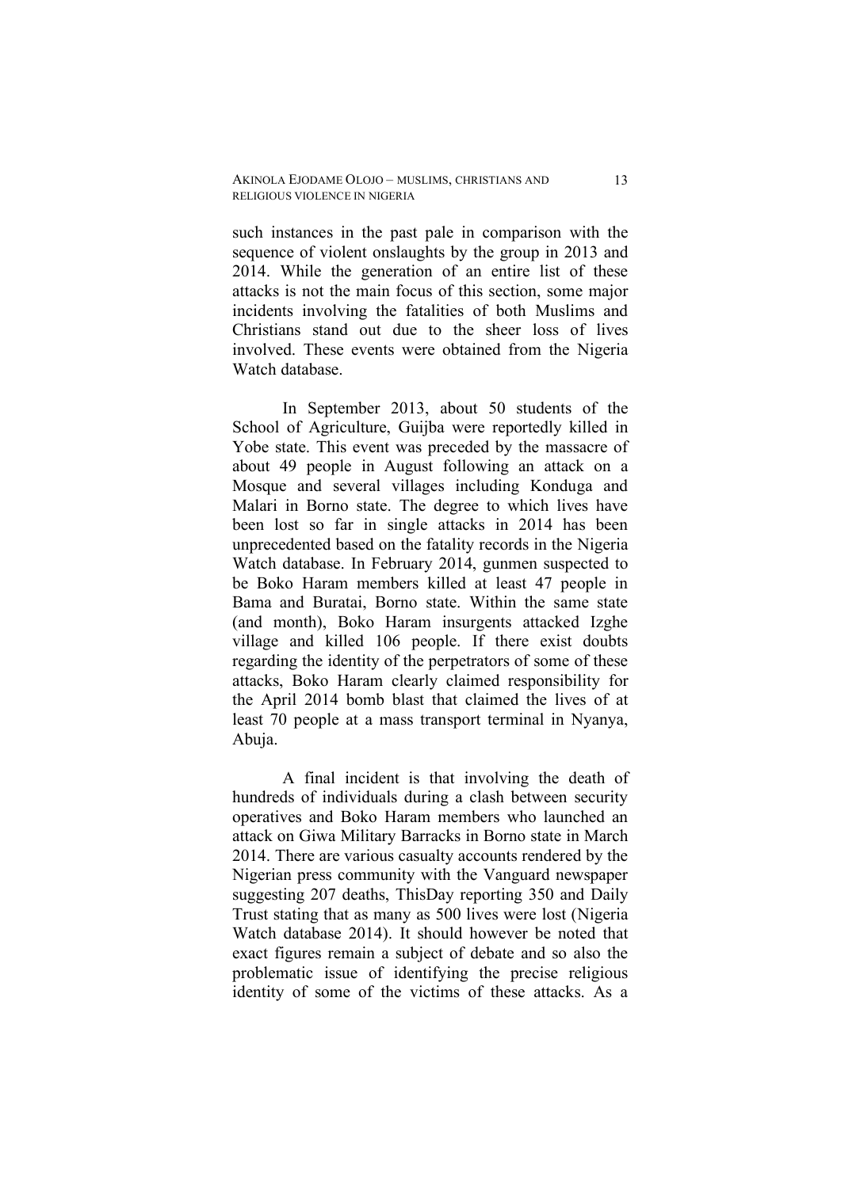such instances in the past pale in comparison with the sequence of violent onslaughts by the group in 2013 and 2014. While the generation of an entire list of these attacks is not the main focus of this section, some major incidents involving the fatalities of both Muslims and Christians stand out due to the sheer loss of lives involved. These events were obtained from the Nigeria Watch database.

In September 2013, about 50 students of the School of Agriculture, Guijba were reportedly killed in Yobe state. This event was preceded by the massacre of about 49 people in August following an attack on a Mosque and several villages including Konduga and Malari in Borno state. The degree to which lives have been lost so far in single attacks in 2014 has been unprecedented based on the fatality records in the Nigeria Watch database. In February 2014, gunmen suspected to be Boko Haram members killed at least 47 people in Bama and Buratai, Borno state. Within the same state (and month), Boko Haram insurgents attacked Izghe village and killed 106 people. If there exist doubts regarding the identity of the perpetrators of some of these attacks, Boko Haram clearly claimed responsibility for the April 2014 bomb blast that claimed the lives of at least 70 people at a mass transport terminal in Nyanya, Abuja.

A final incident is that involving the death of hundreds of individuals during a clash between security operatives and Boko Haram members who launched an attack on Giwa Military Barracks in Borno state in March 2014. There are various casualty accounts rendered by the Nigerian press community with the Vanguard newspaper suggesting 207 deaths, ThisDay reporting 350 and Daily Trust stating that as many as 500 lives were lost (Nigeria Watch database 2014). It should however be noted that exact figures remain a subject of debate and so also the problematic issue of identifying the precise religious identity of some of the victims of these attacks. As a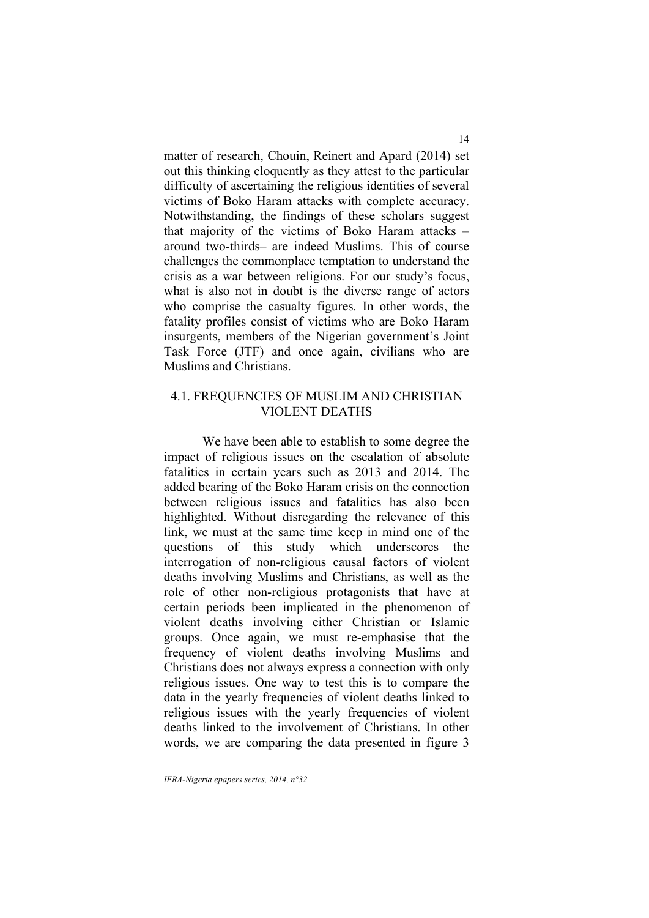matter of research, Chouin, Reinert and Apard (2014) set out this thinking eloquently as they attest to the particular difficulty of ascertaining the religious identities of several victims of Boko Haram attacks with complete accuracy. Notwithstanding, the findings of these scholars suggest that majority of the victims of Boko Haram attacks – around two-thirds– are indeed Muslims. This of course challenges the commonplace temptation to understand the crisis as a war between religions. For our study's focus, what is also not in doubt is the diverse range of actors who comprise the casualty figures. In other words, the fatality profiles consist of victims who are Boko Haram insurgents, members of the Nigerian government's Joint Task Force (JTF) and once again, civilians who are Muslims and Christians.

## 4.1. FREQUENCIES OF MUSLIM AND CHRISTIAN VIOLENT DEATHS

We have been able to establish to some degree the impact of religious issues on the escalation of absolute fatalities in certain years such as 2013 and 2014. The added bearing of the Boko Haram crisis on the connection between religious issues and fatalities has also been highlighted. Without disregarding the relevance of this link, we must at the same time keep in mind one of the questions of this study which underscores the interrogation of non-religious causal factors of violent deaths involving Muslims and Christians, as well as the role of other non-religious protagonists that have at certain periods been implicated in the phenomenon of violent deaths involving either Christian or Islamic groups. Once again, we must re-emphasise that the frequency of violent deaths involving Muslims and Christians does not always express a connection with only religious issues. One way to test this is to compare the data in the yearly frequencies of violent deaths linked to religious issues with the yearly frequencies of violent deaths linked to the involvement of Christians. In other words, we are comparing the data presented in figure 3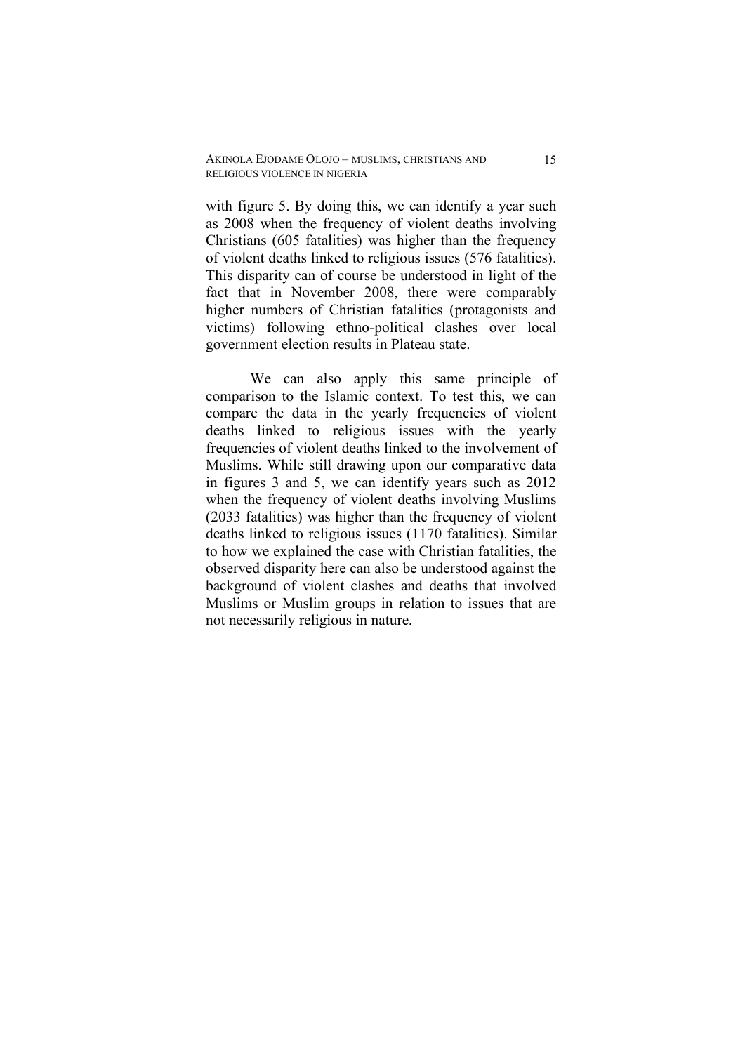with figure 5. By doing this, we can identify a year such as 2008 when the frequency of violent deaths involving Christians (605 fatalities) was higher than the frequency of violent deaths linked to religious issues (576 fatalities). This disparity can of course be understood in light of the fact that in November 2008, there were comparably higher numbers of Christian fatalities (protagonists and victims) following ethno-political clashes over local government election results in Plateau state.

We can also apply this same principle of comparison to the Islamic context. To test this, we can compare the data in the yearly frequencies of violent deaths linked to religious issues with the yearly frequencies of violent deaths linked to the involvement of Muslims. While still drawing upon our comparative data in figures 3 and 5, we can identify years such as 2012 when the frequency of violent deaths involving Muslims (2033 fatalities) was higher than the frequency of violent deaths linked to religious issues (1170 fatalities). Similar to how we explained the case with Christian fatalities, the observed disparity here can also be understood against the background of violent clashes and deaths that involved Muslims or Muslim groups in relation to issues that are not necessarily religious in nature.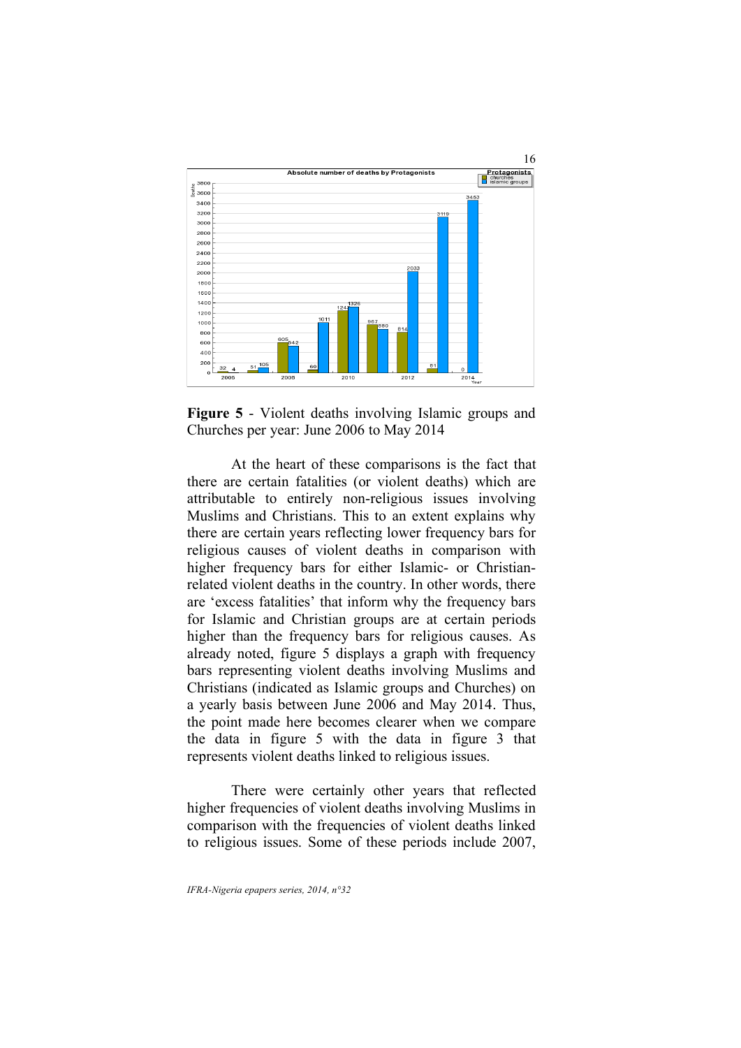**Figure 5** - Violent deaths involving Islamic groups and Churches per year: June 2006 to May 2014

At the heart of these comparisons is the fact that there are certain fatalities (or violent deaths) which are attributable to entirely non-religious issues involving Muslims and Christians. This to an extent explains why there are certain years reflecting lower frequency bars for religious causes of violent deaths in comparison with higher frequency bars for either Islamic- or Christian-related violent deaths in the country. In other words, there are 'excess fatalities' that inform why the frequency bars for Islamic and Christian groups are at certain periods higher than the frequency bars for religious causes. As already noted, figure 5 displays a graph with frequency bars representing violent deaths involving Muslims and Christians (indicated as Islamic groups and Churches) on a yearly basis between June 2006 and May 2014. Thus, the point made here becomes clearer when we compare the data in figure 5 with the data in figure 3 that represents violent deaths linked to religious issues.

There were certainly other years that reflected higher frequencies of violent deaths involving Muslims in comparison with the frequencies of violent deaths linked to religious issues. Some of these periods include 2007,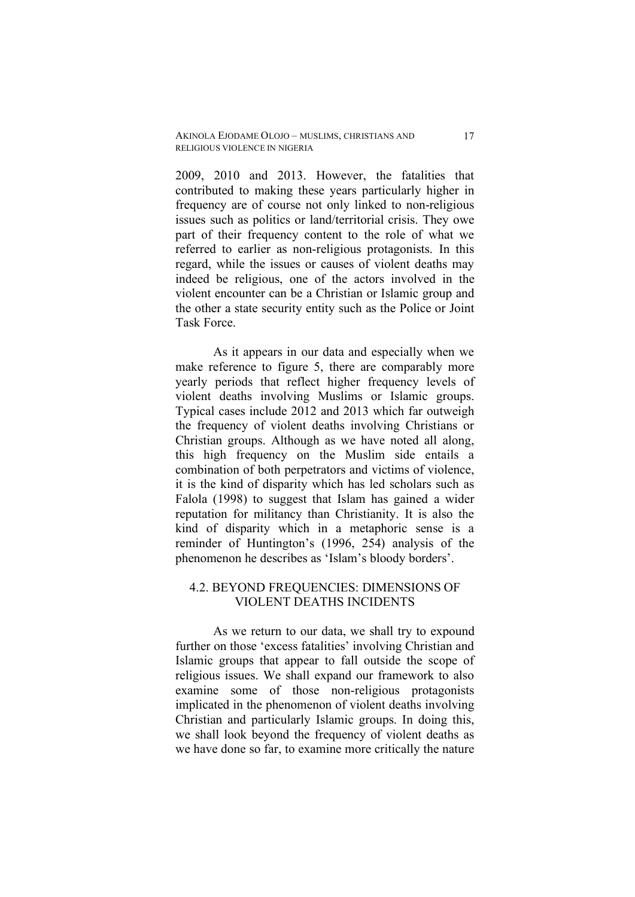2009, 2010 and 2013. However, the fatalities that contributed to making these years particularly higher in frequency are of course not only linked to non-religious issues such as politics or land/territorial crisis. They owe part of their frequency content to the role of what we referred to earlier as non-religious protagonists. In this regard, while the issues or causes of violent deaths may indeed be religious, one of the actors involved in the violent encounter can be a Christian or Islamic group and the other a state security entity such as the Police or Joint Task Force.

As it appears in our data and especially when we make reference to figure 5, there are comparably more yearly periods that reflect higher frequency levels of violent deaths involving Muslims or Islamic groups. Typical cases include 2012 and 2013 which far outweigh the frequency of violent deaths involving Christians or Christian groups. Although as we have noted all along, this high frequency on the Muslim side entails a combination of both perpetrators and victims of violence, it is the kind of disparity which has led scholars such as Falola (1998) to suggest that Islam has gained a wider reputation for militancy than Christianity. It is also the kind of disparity which in a metaphoric sense is a reminder of Huntington's (1996, 254) analysis of the phenomenon he describes as 'Islam's bloody borders'.

## 4.2. BEYOND FREQUENCIES: DIMENSIONS OF VIOLENT DEATHS INCIDENTS

As we return to our data, we shall try to expound further on those 'excess fatalities' involving Christian and Islamic groups that appear to fall outside the scope of religious issues. We shall expand our framework to also examine some of those non-religious protagonists implicated in the phenomenon of violent deaths involving Christian and particularly Islamic groups. In doing this, we shall look beyond the frequency of violent deaths as we have done so far, to examine more critically the nature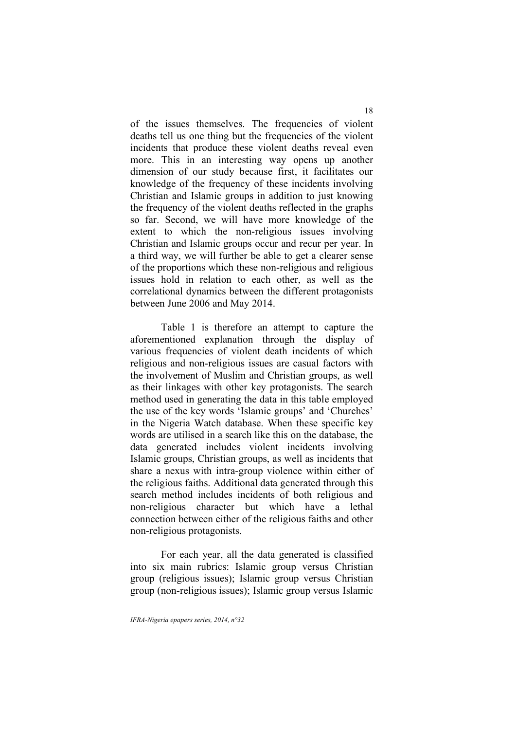of the issues themselves. The frequencies of violent deaths tell us one thing but the frequencies of the violent incidents that produce these violent deaths reveal even more. This in an interesting way opens up another dimension of our study because first, it facilitates our knowledge of the frequency of these incidents involving Christian and Islamic groups in addition to just knowing the frequency of the violent deaths reflected in the graphs so far. Second, we will have more knowledge of the extent to which the non-religious issues involving Christian and Islamic groups occur and recur per year. In a third way, we will further be able to get a clearer sense of the proportions which these non-religious and religious issues hold in relation to each other, as well as the correlational dynamics between the different protagonists between June 2006 and May 2014.

Table 1 is therefore an attempt to capture the aforementioned explanation through the display of various frequencies of violent death incidents of which religious and non-religious issues are casual factors with the involvement of Muslim and Christian groups, as well as their linkages with other key protagonists. The search method used in generating the data in this table employed the use of the key words 'Islamic groups' and 'Churches' in the Nigeria Watch database. When these specific key words are utilised in a search like this on the database, the data generated includes violent incidents involving Islamic groups, Christian groups, as well as incidents that share a nexus with intra-group violence within either of the religious faiths. Additional data generated through this search method includes incidents of both religious and non-religious character but which have a lethal connection between either of the religious faiths and other non-religious protagonists.

For each year, all the data generated is classified into six main rubrics: Islamic group versus Christian group (religious issues); Islamic group versus Christian group (non-religious issues); Islamic group versus Islamic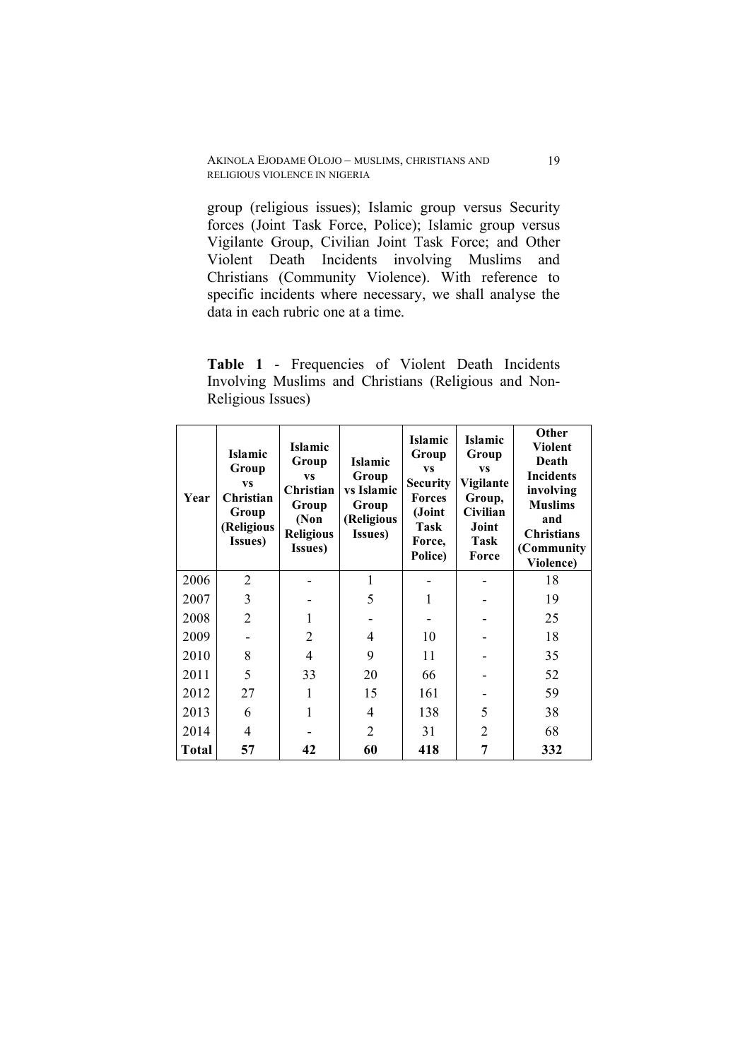group (religious issues); Islamic group versus Security forces (Joint Task Force, Police); Islamic group versus Vigilante Group, Civilian Joint Task Force; and Other Violent Death Incidents involving Muslims and Christians (Community Violence). With reference to specific incidents where necessary, we shall analyse the data in each rubric one at a time.

**Table 1** - Frequencies of Violent Death Incidents Involving Muslims and Christians (Religious and Non-Religious Issues)

| Year | Islamic Group vs Christian Group (Religious Issues) | Islamic Group vs Christian Group (Non Religious Issues) | Islamic Group vs Islamic Group (Religious Issues) | Islamic Group vs Security Forces (Joint Task Force, Police) | Islamic Group vs Vigilante Group, Civilian Joint Task Force | Other Violent Death Incidents involving Muslims and Christians (Community Violence) |
|---|---|---|---|---|---|---|
| 2006 | 2 | - | 1 | - | - | 18 |
| 2007 | 3 | - | 5 | 1 | - | 19 |
| 2008 | 2 | 1 | - | - | - | 25 |
| 2009 | - | 2 | 4 | 10 | - | 18 |
| 2010 | 8 | 4 | 9 | 11 | - | 35 |
| 2011 | 5 | 33 | 20 | 66 | - | 52 |
| 2012 | 27 | 1 | 15 | 161 | - | 59 |
| 2013 | 6 | 1 | 4 | 138 | 5 | 38 |
| 2014 | 4 | - | 2 | 31 | 2 | 68 |
| **Total** | **57** | **42** | **60** | **418** | **7** | **332** |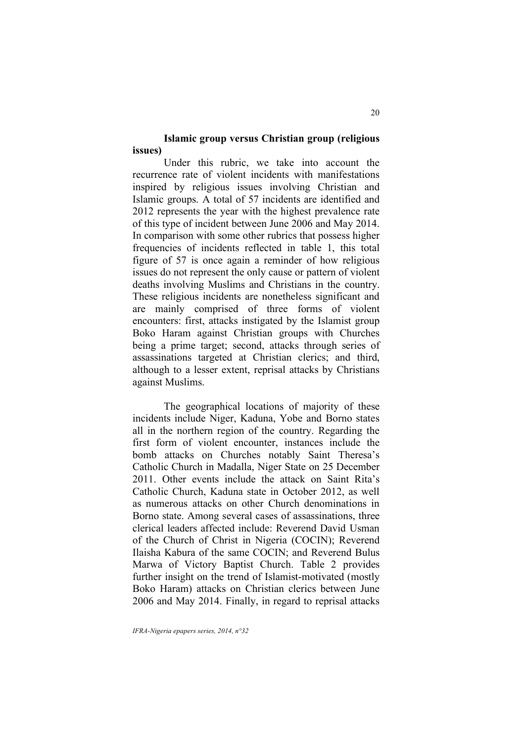### Islamic group versus Christian group (religious issues)

Under this rubric, we take into account the recurrence rate of violent incidents with manifestations inspired by religious issues involving Christian and Islamic groups. A total of 57 incidents are identified and 2012 represents the year with the highest prevalence rate of this type of incident between June 2006 and May 2014. In comparison with some other rubrics that possess higher frequencies of incidents reflected in table 1, this total figure of 57 is once again a reminder of how religious issues do not represent the only cause or pattern of violent deaths involving Muslims and Christians in the country. These religious incidents are nonetheless significant and are mainly comprised of three forms of violent encounters: first, attacks instigated by the Islamist group Boko Haram against Christian groups with Churches being a prime target; second, attacks through series of assassinations targeted at Christian clerics; and third, although to a lesser extent, reprisal attacks by Christians against Muslims.

The geographical locations of majority of these incidents include Niger, Kaduna, Yobe and Borno states all in the northern region of the country. Regarding the first form of violent encounter, instances include the bomb attacks on Churches notably Saint Theresa's Catholic Church in Madalla, Niger State on 25 December 2011. Other events include the attack on Saint Rita's Catholic Church, Kaduna state in October 2012, as well as numerous attacks on other Church denominations in Borno state. Among several cases of assassinations, three clerical leaders affected include: Reverend David Usman of the Church of Christ in Nigeria (COCIN); Reverend Ilaisha Kabura of the same COCIN; and Reverend Bulus Marwa of Victory Baptist Church. Table 2 provides further insight on the trend of Islamist-motivated (mostly Boko Haram) attacks on Christian clerics between June 2006 and May 2014. Finally, in regard to reprisal attacks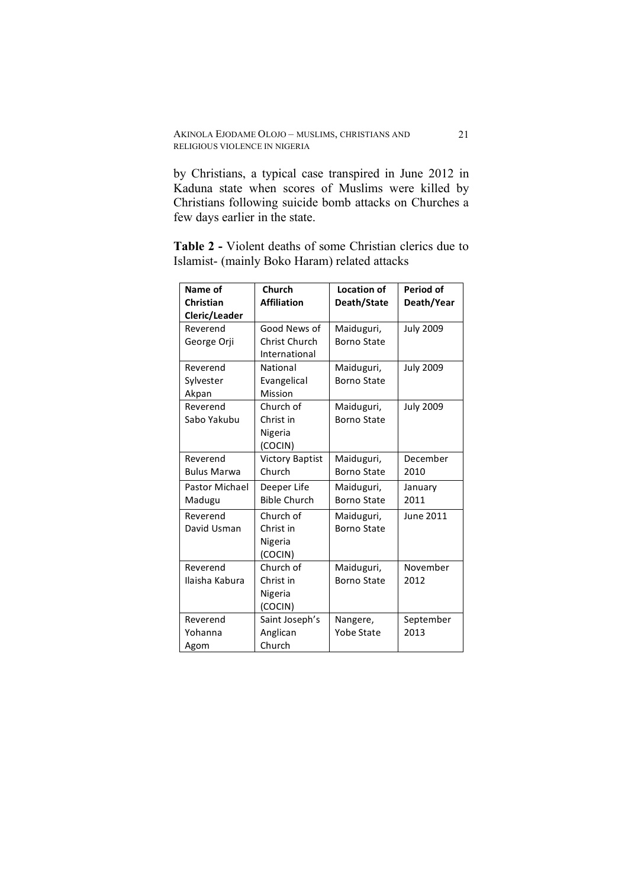by Christians, a typical case transpired in June 2012 in Kaduna state when scores of Muslims were killed by Christians following suicide bomb attacks on Churches a few days earlier in the state.

**Table 2 -** Violent deaths of some Christian clerics due to Islamist- (mainly Boko Haram) related attacks

| Name of Christian Cleric/Leader | Church Affiliation | Location of Death/State | Period of Death/Year |
|---|---|---|---|
| Reverend George Orji | Good News of Christ Church International | Maiduguri, Borno State | July 2009 |
| Reverend Sylvester Akpan | National Evangelical Mission | Maiduguri, Borno State | July 2009 |
| Reverend Sabo Yakubu | Church of Christ in Nigeria (COCIN) | Maiduguri, Borno State | July 2009 |
| Reverend Bulus Marwa | Victory Baptist Church | Maiduguri, Borno State | December 2010 |
| Pastor Michael Madugu | Deeper Life Bible Church | Maiduguri, Borno State | January 2011 |
| Reverend David Usman | Church of Christ in Nigeria (COCIN) | Maiduguri, Borno State | June 2011 |
| Reverend Ilaisha Kabura | Church of Christ in Nigeria (COCIN) | Maiduguri, Borno State | November 2012 |
| Reverend Yohanna Agom | Saint Joseph's Anglican Church | Nangere, Yobe State | September 2013 |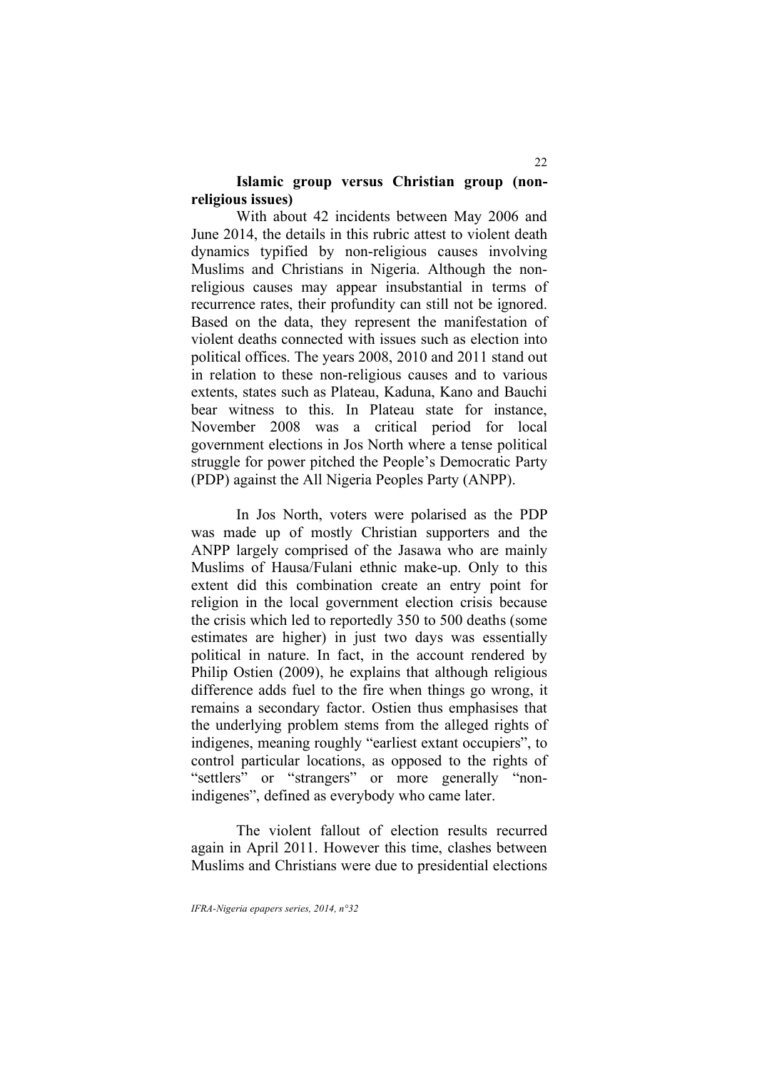**Islamic group versus Christian group (non-religious issues)**

With about 42 incidents between May 2006 and June 2014, the details in this rubric attest to violent death dynamics typified by non-religious causes involving Muslims and Christians in Nigeria. Although the non-religious causes may appear insubstantial in terms of recurrence rates, their profundity can still not be ignored. Based on the data, they represent the manifestation of violent deaths connected with issues such as election into political offices. The years 2008, 2010 and 2011 stand out in relation to these non-religious causes and to various extents, states such as Plateau, Kaduna, Kano and Bauchi bear witness to this. In Plateau state for instance, November 2008 was a critical period for local government elections in Jos North where a tense political struggle for power pitched the People's Democratic Party (PDP) against the All Nigeria Peoples Party (ANPP).

In Jos North, voters were polarised as the PDP was made up of mostly Christian supporters and the ANPP largely comprised of the Jasawa who are mainly Muslims of Hausa/Fulani ethnic make-up. Only to this extent did this combination create an entry point for religion in the local government election crisis because the crisis which led to reportedly 350 to 500 deaths (some estimates are higher) in just two days was essentially political in nature. In fact, in the account rendered by Philip Ostien (2009), he explains that although religious difference adds fuel to the fire when things go wrong, it remains a secondary factor. Ostien thus emphasises that the underlying problem stems from the alleged rights of indigenes, meaning roughly "earliest extant occupiers", to control particular locations, as opposed to the rights of "settlers" or "strangers" or more generally "non-indigenes", defined as everybody who came later.

The violent fallout of election results recurred again in April 2011. However this time, clashes between Muslims and Christians were due to presidential elections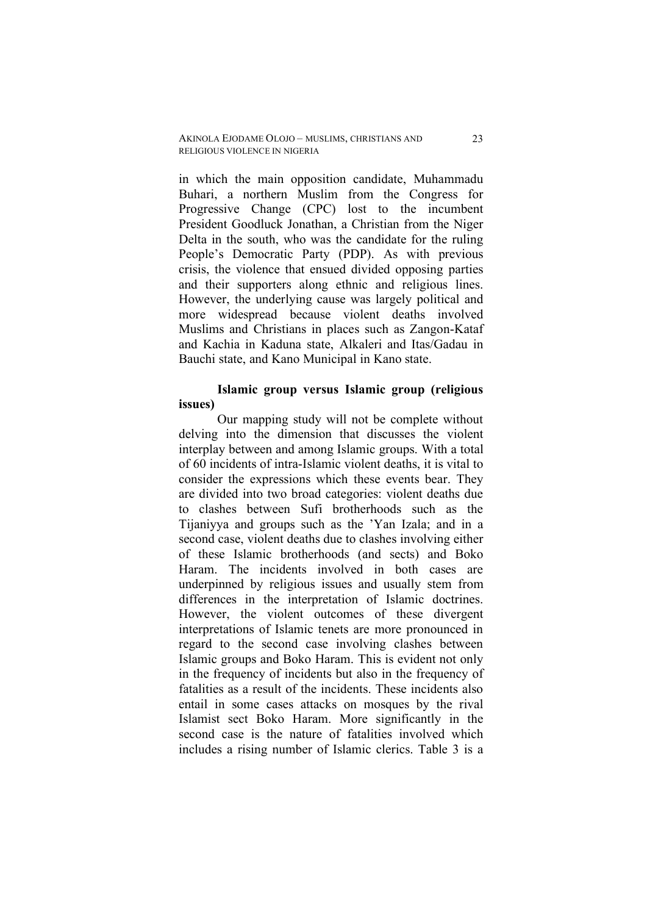in which the main opposition candidate, Muhammadu Buhari, a northern Muslim from the Congress for Progressive Change (CPC) lost to the incumbent President Goodluck Jonathan, a Christian from the Niger Delta in the south, who was the candidate for the ruling People's Democratic Party (PDP). As with previous crisis, the violence that ensued divided opposing parties and their supporters along ethnic and religious lines. However, the underlying cause was largely political and more widespread because violent deaths involved Muslims and Christians in places such as Zangon-Kataf and Kachia in Kaduna state, Alkaleri and Itas/Gadau in Bauchi state, and Kano Municipal in Kano state.

**Islamic group versus Islamic group (religious issues)**

Our mapping study will not be complete without delving into the dimension that discusses the violent interplay between and among Islamic groups. With a total of 60 incidents of intra-Islamic violent deaths, it is vital to consider the expressions which these events bear. They are divided into two broad categories: violent deaths due to clashes between Sufi brotherhoods such as the Tijaniyya and groups such as the 'Yan Izala; and in a second case, violent deaths due to clashes involving either of these Islamic brotherhoods (and sects) and Boko Haram. The incidents involved in both cases are underpinned by religious issues and usually stem from differences in the interpretation of Islamic doctrines. However, the violent outcomes of these divergent interpretations of Islamic tenets are more pronounced in regard to the second case involving clashes between Islamic groups and Boko Haram. This is evident not only in the frequency of incidents but also in the frequency of fatalities as a result of the incidents. These incidents also entail in some cases attacks on mosques by the rival Islamist sect Boko Haram. More significantly in the second case is the nature of fatalities involved which includes a rising number of Islamic clerics. Table 3 is a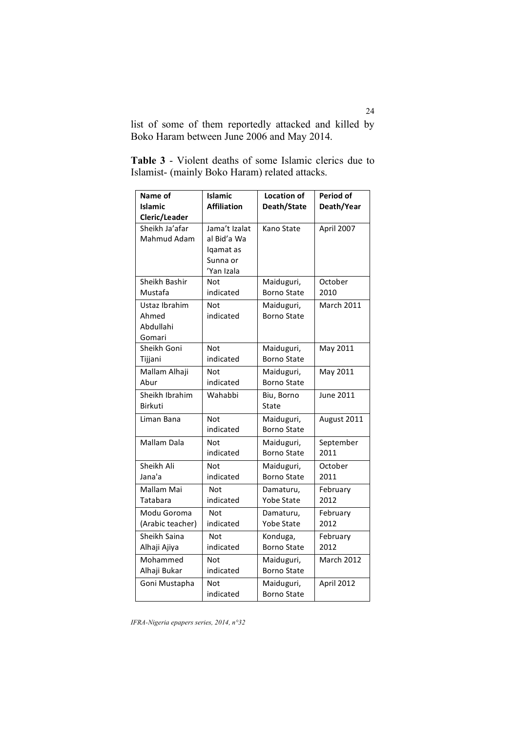list of some of them reportedly attacked and killed by Boko Haram between June 2006 and May 2014.

**Table 3** - Violent deaths of some Islamic clerics due to Islamist- (mainly Boko Haram) related attacks.

| Name of Islamic Cleric/Leader | Islamic Affiliation | Location of Death/State | Period of Death/Year |
|---|---|---|---|
| Sheikh Ja'afar Mahmud Adam | Jama't Izalat al Bid'a Wa Iqamat as Sunna or 'Yan Izala | Kano State | April 2007 |
| Sheikh Bashir Mustafa | Not indicated | Maiduguri, Borno State | October 2010 |
| Ustaz Ibrahim Ahmed Abdullahi Gomari | Not indicated | Maiduguri, Borno State | March 2011 |
| Sheikh Goni Tijjani | Not indicated | Maiduguri, Borno State | May 2011 |
| Mallam Alhaji Abur | Not indicated | Maiduguri, Borno State | May 2011 |
| Sheikh Ibrahim Birkuti | Wahabbi | Biu, Borno State | June 2011 |
| Liman Bana | Not indicated | Maiduguri, Borno State | August 2011 |
| Mallam Dala | Not indicated | Maiduguri, Borno State | September 2011 |
| Sheikh Ali Jana'a | Not indicated | Maiduguri, Borno State | October 2011 |
| Mallam Mai Tatabara | Not indicated | Damaturu, Yobe State | February 2012 |
| Modu Goroma (Arabic teacher) | Not indicated | Damaturu, Yobe State | February 2012 |
| Sheikh Saina Alhaji Ajiya | Not indicated | Konduga, Borno State | February 2012 |
| Mohammed Alhaji Bukar | Not indicated | Maiduguri, Borno State | March 2012 |
| Goni Mustapha | Not indicated | Maiduguri, Borno State | April 2012 |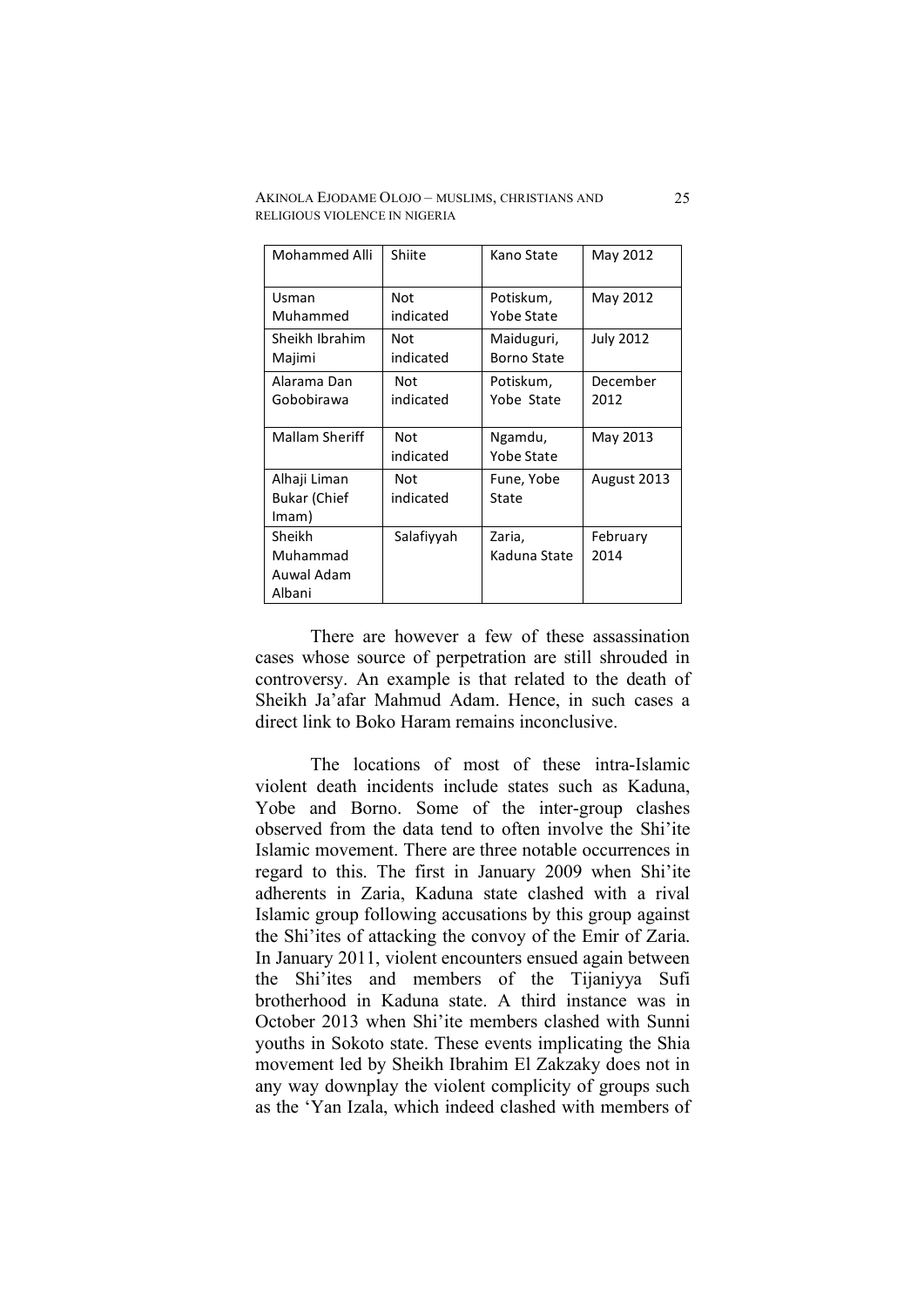| Mohammed Alli | Shiite | Kano State | May 2012 |
| --- | --- | --- | --- |
| Usman Muhammed | Not indicated | Potiskum, Yobe State | May 2012 |
| Sheikh Ibrahim Majimi | Not indicated | Maiduguri, Borno State | July 2012 |
| Alarama Dan Gobobirawa | Not indicated | Potiskum, Yobe State | December 2012 |
| Mallam Sheriff | Not indicated | Ngamdu, Yobe State | May 2013 |
| Alhaji Liman Bukar (Chief Imam) | Not indicated | Fune, Yobe State | August 2013 |
| Sheikh Muhammad Auwal Adam Albani | Salafiyyah | Zaria, Kaduna State | February 2014 |

There are however a few of these assassination cases whose source of perpetration are still shrouded in controversy. An example is that related to the death of Sheikh Ja'afar Mahmud Adam. Hence, in such cases a direct link to Boko Haram remains inconclusive.

The locations of most of these intra-Islamic violent death incidents include states such as Kaduna, Yobe and Borno. Some of the inter-group clashes observed from the data tend to often involve the Shi'ite Islamic movement. There are three notable occurrences in regard to this. The first in January 2009 when Shi'ite adherents in Zaria, Kaduna state clashed with a rival Islamic group following accusations by this group against the Shi'ites of attacking the convoy of the Emir of Zaria. In January 2011, violent encounters ensued again between the Shi'ites and members of the Tijaniyya Sufi brotherhood in Kaduna state. A third instance was in October 2013 when Shi'ite members clashed with Sunni youths in Sokoto state. These events implicating the Shia movement led by Sheikh Ibrahim El Zakzaky does not in any way downplay the violent complicity of groups such as the 'Yan Izala, which indeed clashed with members of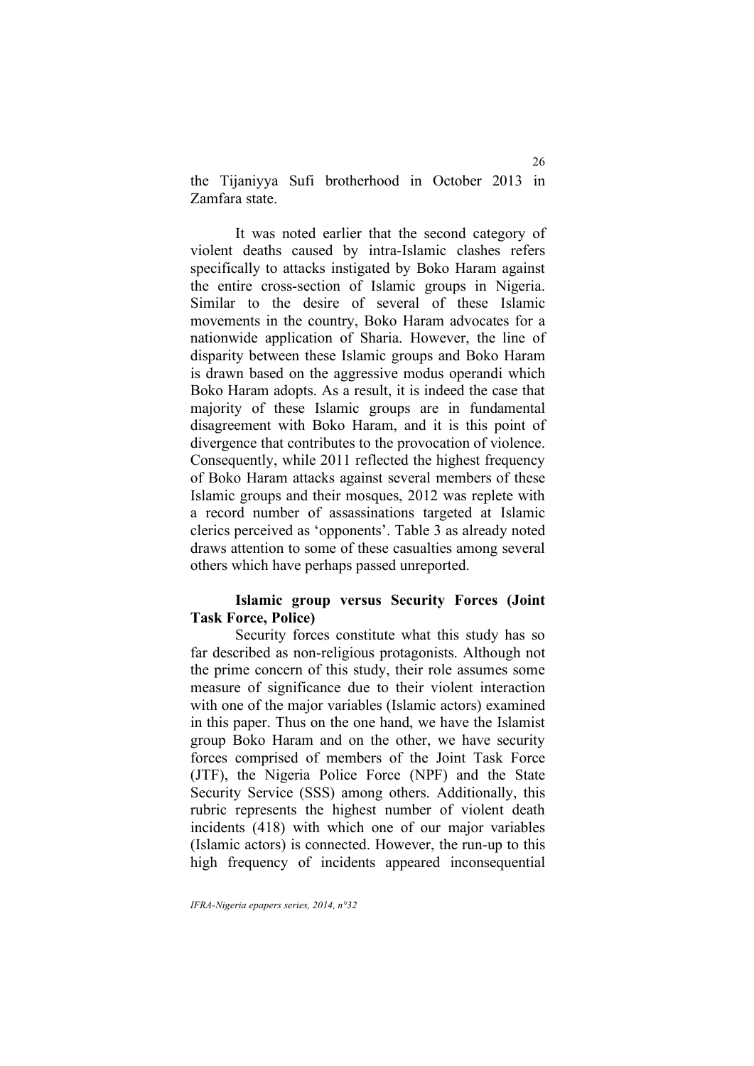the Tijaniyya Sufi brotherhood in October 2013 in Zamfara state.

It was noted earlier that the second category of violent deaths caused by intra-Islamic clashes refers specifically to attacks instigated by Boko Haram against the entire cross-section of Islamic groups in Nigeria. Similar to the desire of several of these Islamic movements in the country, Boko Haram advocates for a nationwide application of Sharia. However, the line of disparity between these Islamic groups and Boko Haram is drawn based on the aggressive modus operandi which Boko Haram adopts. As a result, it is indeed the case that majority of these Islamic groups are in fundamental disagreement with Boko Haram, and it is this point of divergence that contributes to the provocation of violence. Consequently, while 2011 reflected the highest frequency of Boko Haram attacks against several members of these Islamic groups and their mosques, 2012 was replete with a record number of assassinations targeted at Islamic clerics perceived as 'opponents'. Table 3 as already noted draws attention to some of these casualties among several others which have perhaps passed unreported.

**Islamic group versus Security Forces (Joint Task Force, Police)**

Security forces constitute what this study has so far described as non-religious protagonists. Although not the prime concern of this study, their role assumes some measure of significance due to their violent interaction with one of the major variables (Islamic actors) examined in this paper. Thus on the one hand, we have the Islamist group Boko Haram and on the other, we have security forces comprised of members of the Joint Task Force (JTF), the Nigeria Police Force (NPF) and the State Security Service (SSS) among others. Additionally, this rubric represents the highest number of violent death incidents (418) with which one of our major variables (Islamic actors) is connected. However, the run-up to this high frequency of incidents appeared inconsequential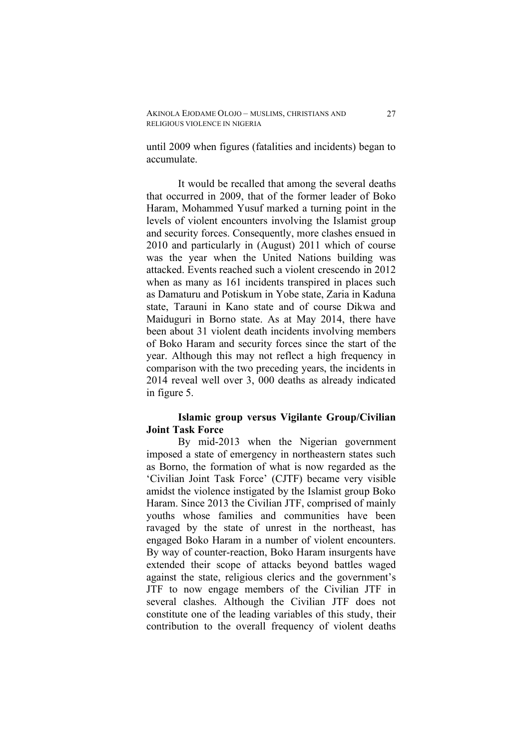until 2009 when figures (fatalities and incidents) began to accumulate.

It would be recalled that among the several deaths that occurred in 2009, that of the former leader of Boko Haram, Mohammed Yusuf marked a turning point in the levels of violent encounters involving the Islamist group and security forces. Consequently, more clashes ensued in 2010 and particularly in (August) 2011 which of course was the year when the United Nations building was attacked. Events reached such a violent crescendo in 2012 when as many as 161 incidents transpired in places such as Damaturu and Potiskum in Yobe state, Zaria in Kaduna state, Tarauni in Kano state and of course Dikwa and Maiduguri in Borno state. As at May 2014, there have been about 31 violent death incidents involving members of Boko Haram and security forces since the start of the year. Although this may not reflect a high frequency in comparison with the two preceding years, the incidents in 2014 reveal well over 3, 000 deaths as already indicated in figure 5.

**Islamic group versus Vigilante Group/Civilian Joint Task Force**

By mid-2013 when the Nigerian government imposed a state of emergency in northeastern states such as Borno, the formation of what is now regarded as the 'Civilian Joint Task Force' (CJTF) became very visible amidst the violence instigated by the Islamist group Boko Haram. Since 2013 the Civilian JTF, comprised of mainly youths whose families and communities have been ravaged by the state of unrest in the northeast, has engaged Boko Haram in a number of violent encounters. By way of counter-reaction, Boko Haram insurgents have extended their scope of attacks beyond battles waged against the state, religious clerics and the government's JTF to now engage members of the Civilian JTF in several clashes. Although the Civilian JTF does not constitute one of the leading variables of this study, their contribution to the overall frequency of violent deaths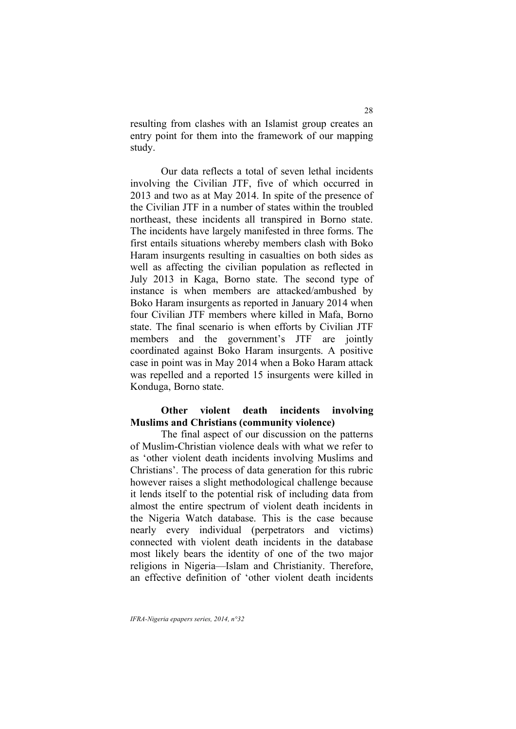resulting from clashes with an Islamist group creates an entry point for them into the framework of our mapping study.

Our data reflects a total of seven lethal incidents involving the Civilian JTF, five of which occurred in 2013 and two as at May 2014. In spite of the presence of the Civilian JTF in a number of states within the troubled northeast, these incidents all transpired in Borno state. The incidents have largely manifested in three forms. The first entails situations whereby members clash with Boko Haram insurgents resulting in casualties on both sides as well as affecting the civilian population as reflected in July 2013 in Kaga, Borno state. The second type of instance is when members are attacked/ambushed by Boko Haram insurgents as reported in January 2014 when four Civilian JTF members where killed in Mafa, Borno state. The final scenario is when efforts by Civilian JTF members and the government's JTF are jointly coordinated against Boko Haram insurgents. A positive case in point was in May 2014 when a Boko Haram attack was repelled and a reported 15 insurgents were killed in Konduga, Borno state.

**Other violent death incidents involving Muslims and Christians (community violence)**

The final aspect of our discussion on the patterns of Muslim-Christian violence deals with what we refer to as 'other violent death incidents involving Muslims and Christians'. The process of data generation for this rubric however raises a slight methodological challenge because it lends itself to the potential risk of including data from almost the entire spectrum of violent death incidents in the Nigeria Watch database. This is the case because nearly every individual (perpetrators and victims) connected with violent death incidents in the database most likely bears the identity of one of the two major religions in Nigeria—Islam and Christianity. Therefore, an effective definition of 'other violent death incidents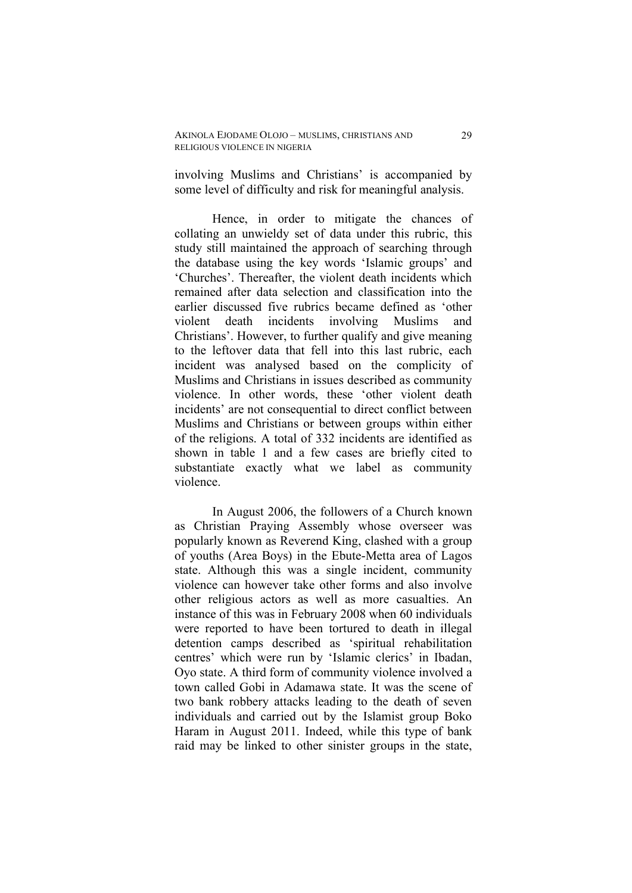involving Muslims and Christians' is accompanied by some level of difficulty and risk for meaningful analysis.

Hence, in order to mitigate the chances of collating an unwieldy set of data under this rubric, this study still maintained the approach of searching through the database using the key words 'Islamic groups' and 'Churches'. Thereafter, the violent death incidents which remained after data selection and classification into the earlier discussed five rubrics became defined as 'other violent death incidents involving Muslims and Christians'. However, to further qualify and give meaning to the leftover data that fell into this last rubric, each incident was analysed based on the complicity of Muslims and Christians in issues described as community violence. In other words, these 'other violent death incidents' are not consequential to direct conflict between Muslims and Christians or between groups within either of the religions. A total of 332 incidents are identified as shown in table 1 and a few cases are briefly cited to substantiate exactly what we label as community violence.

In August 2006, the followers of a Church known as Christian Praying Assembly whose overseer was popularly known as Reverend King, clashed with a group of youths (Area Boys) in the Ebute-Metta area of Lagos state. Although this was a single incident, community violence can however take other forms and also involve other religious actors as well as more casualties. An instance of this was in February 2008 when 60 individuals were reported to have been tortured to death in illegal detention camps described as 'spiritual rehabilitation centres' which were run by 'Islamic clerics' in Ibadan, Oyo state. A third form of community violence involved a town called Gobi in Adamawa state. It was the scene of two bank robbery attacks leading to the death of seven individuals and carried out by the Islamist group Boko Haram in August 2011. Indeed, while this type of bank raid may be linked to other sinister groups in the state,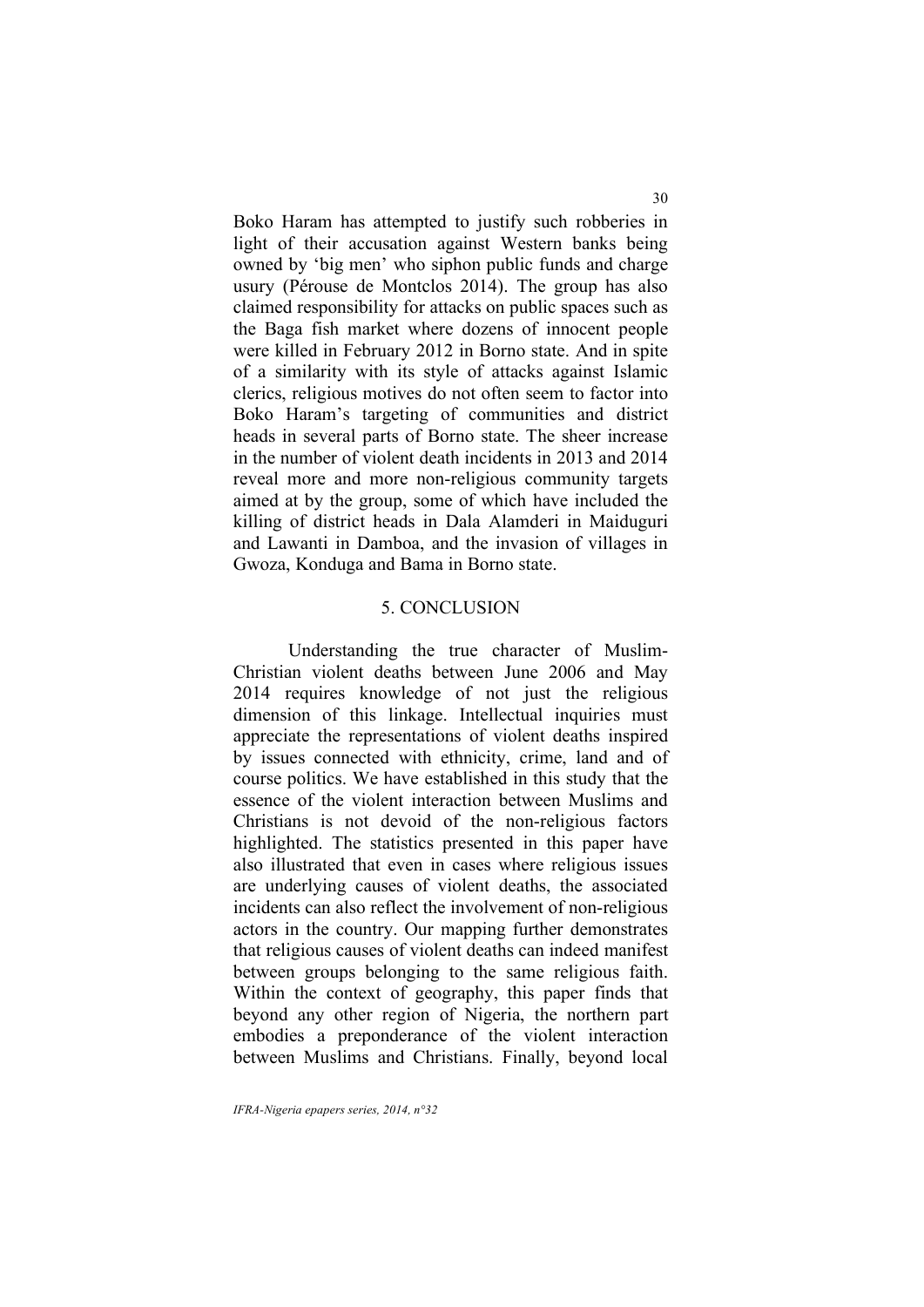Boko Haram has attempted to justify such robberies in light of their accusation against Western banks being owned by 'big men' who siphon public funds and charge usury (Pérouse de Montclos 2014). The group has also claimed responsibility for attacks on public spaces such as the Baga fish market where dozens of innocent people were killed in February 2012 in Borno state. And in spite of a similarity with its style of attacks against Islamic clerics, religious motives do not often seem to factor into Boko Haram's targeting of communities and district heads in several parts of Borno state. The sheer increase in the number of violent death incidents in 2013 and 2014 reveal more and more non-religious community targets aimed at by the group, some of which have included the killing of district heads in Dala Alamderi in Maiduguri and Lawanti in Damboa, and the invasion of villages in Gwoza, Konduga and Bama in Borno state.

## 5. CONCLUSION

Understanding the true character of Muslim-Christian violent deaths between June 2006 and May 2014 requires knowledge of not just the religious dimension of this linkage. Intellectual inquiries must appreciate the representations of violent deaths inspired by issues connected with ethnicity, crime, land and of course politics. We have established in this study that the essence of the violent interaction between Muslims and Christians is not devoid of the non-religious factors highlighted. The statistics presented in this paper have also illustrated that even in cases where religious issues are underlying causes of violent deaths, the associated incidents can also reflect the involvement of non-religious actors in the country. Our mapping further demonstrates that religious causes of violent deaths can indeed manifest between groups belonging to the same religious faith. Within the context of geography, this paper finds that beyond any other region of Nigeria, the northern part embodies a preponderance of the violent interaction between Muslims and Christians. Finally, beyond local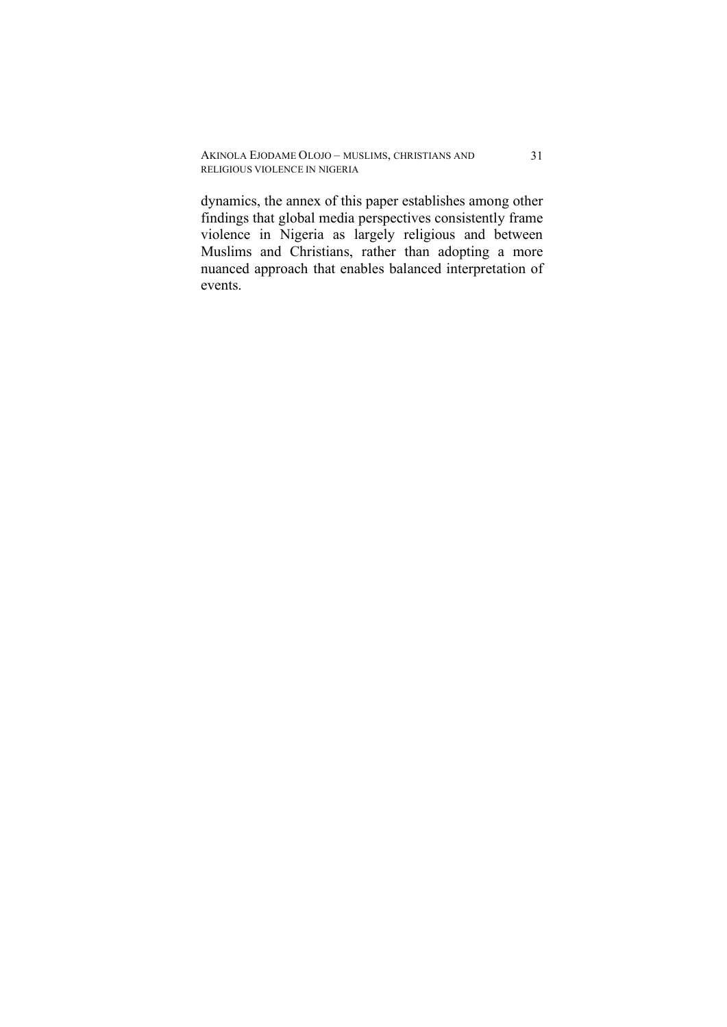dynamics, the annex of this paper establishes among other findings that global media perspectives consistently frame violence in Nigeria as largely religious and between Muslims and Christians, rather than adopting a more nuanced approach that enables balanced interpretation of events.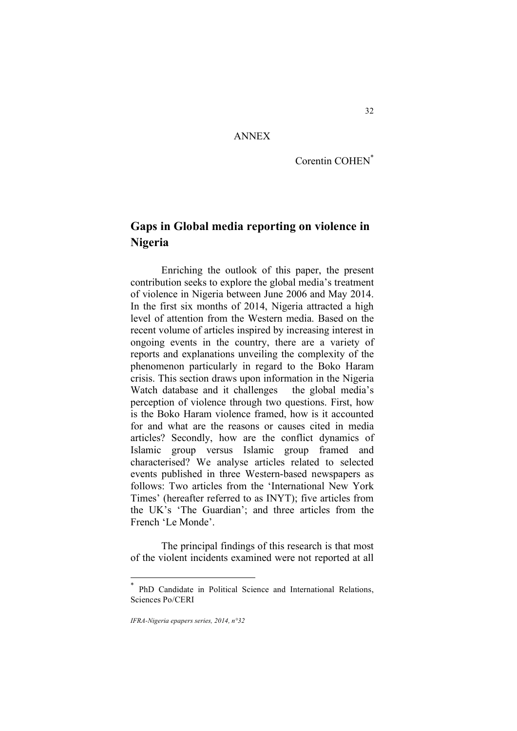ANNEX

Corentin COHEN*

## Gaps in Global media reporting on violence in Nigeria

Enriching the outlook of this paper, the present contribution seeks to explore the global media's treatment of violence in Nigeria between June 2006 and May 2014. In the first six months of 2014, Nigeria attracted a high level of attention from the Western media. Based on the recent volume of articles inspired by increasing interest in ongoing events in the country, there are a variety of reports and explanations unveiling the complexity of the phenomenon particularly in regard to the Boko Haram crisis. This section draws upon information in the Nigeria Watch database and it challenges the global media's perception of violence through two questions. First, how is the Boko Haram violence framed, how is it accounted for and what are the reasons or causes cited in media articles? Secondly, how are the conflict dynamics of Islamic group versus Islamic group framed and characterised? We analyse articles related to selected events published in three Western-based newspapers as follows: Two articles from the 'International New York Times' (hereafter referred to as INYT); five articles from the UK's 'The Guardian'; and three articles from the French 'Le Monde'.

The principal findings of this research is that most of the violent incidents examined were not reported at all

---

* PhD Candidate in Political Science and International Relations, Sciences Po/CERI

*IFRA-Nigeria epapers series, 2014, n°32*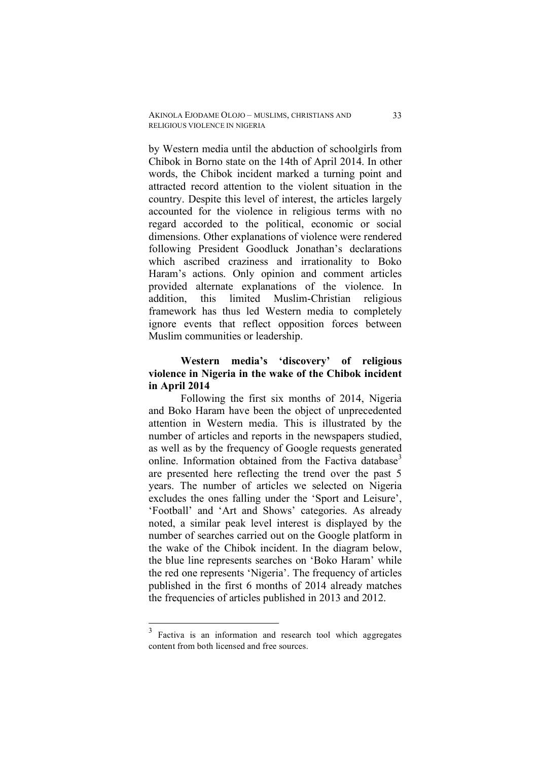by Western media until the abduction of schoolgirls from Chibok in Borno state on the 14th of April 2014. In other words, the Chibok incident marked a turning point and attracted record attention to the violent situation in the country. Despite this level of interest, the articles largely accounted for the violence in religious terms with no regard accorded to the political, economic or social dimensions. Other explanations of violence were rendered following President Goodluck Jonathan's declarations which ascribed craziness and irrationality to Boko Haram's actions. Only opinion and comment articles provided alternate explanations of the violence. In addition, this limited Muslim-Christian religious framework has thus led Western media to completely ignore events that reflect opposition forces between Muslim communities or leadership.

### Western media's 'discovery' of religious violence in Nigeria in the wake of the Chibok incident in April 2014

Following the first six months of 2014, Nigeria and Boko Haram have been the object of unprecedented attention in Western media. This is illustrated by the number of articles and reports in the newspapers studied, as well as by the frequency of Google requests generated online. Information obtained from the Factiva database[3] are presented here reflecting the trend over the past 5 years. The number of articles we selected on Nigeria excludes the ones falling under the 'Sport and Leisure', 'Football' and 'Art and Shows' categories. As already noted, a similar peak level interest is displayed by the number of searches carried out on the Google platform in the wake of the Chibok incident. In the diagram below, the blue line represents searches on 'Boko Haram' while the red one represents 'Nigeria'. The frequency of articles published in the first 6 months of 2014 already matches the frequencies of articles published in 2013 and 2012.

---

[3] Factiva is an information and research tool which aggregates content from both licensed and free sources.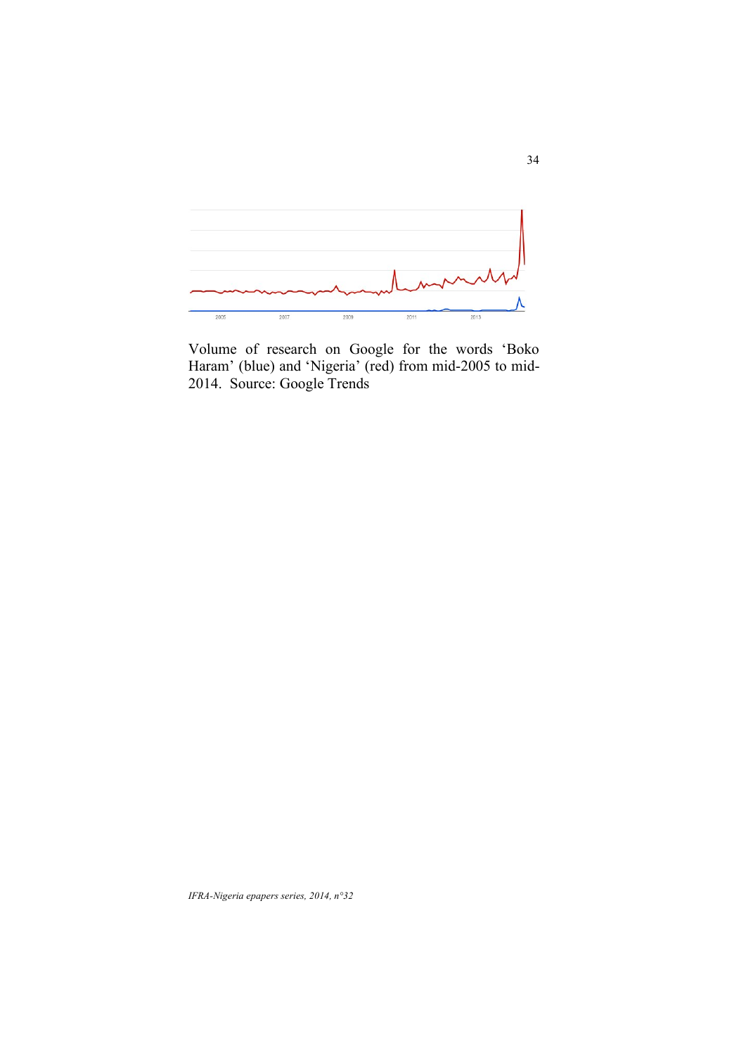Volume of research on Google for the words 'Boko Haram' (blue) and 'Nigeria' (red) from mid-2005 to mid-2014. Source: Google Trends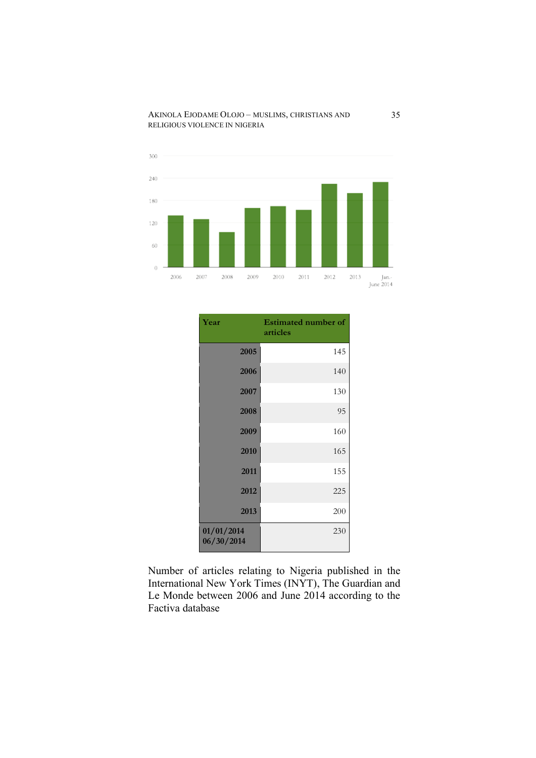| Year | Estimated number of articles |
|---|---|
| 2005 | 145 |
| 2006 | 140 |
| 2007 | 130 |
| 2008 | 95 |
| 2009 | 160 |
| 2010 | 165 |
| 2011 | 155 |
| 2012 | 225 |
| 2013 | 200 |
| 01/01/2014 06/30/2014 | 230 |

Number of articles relating to Nigeria published in the International New York Times (INYT), The Guardian and Le Monde between 2006 and June 2014 according to the Factiva database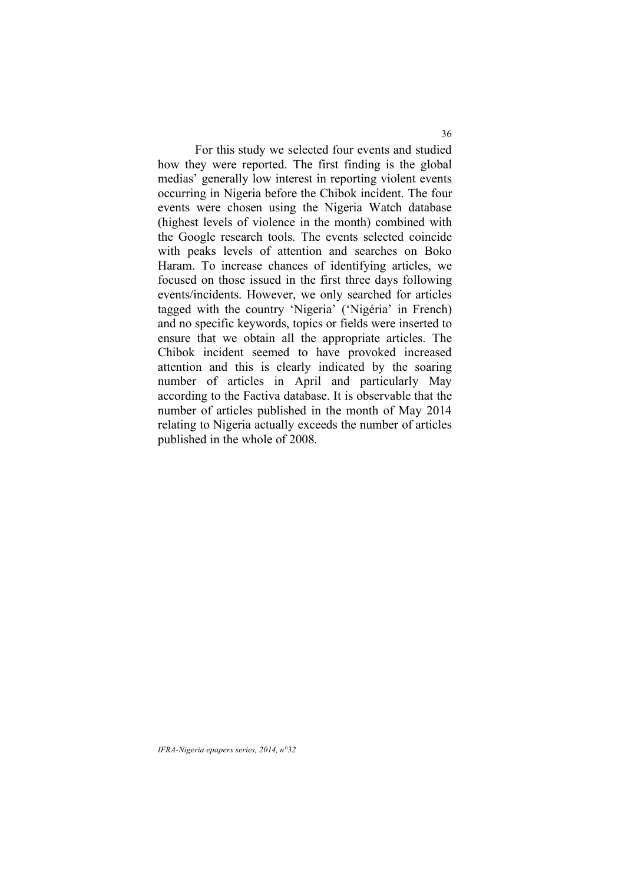For this study we selected four events and studied how they were reported. The first finding is the global medias' generally low interest in reporting violent events occurring in Nigeria before the Chibok incident. The four events were chosen using the Nigeria Watch database (highest levels of violence in the month) combined with the Google research tools. The events selected coincide with peaks levels of attention and searches on Boko Haram. To increase chances of identifying articles, we focused on those issued in the first three days following events/incidents. However, we only searched for articles tagged with the country 'Nigeria' ('Nigéria' in French) and no specific keywords, topics or fields were inserted to ensure that we obtain all the appropriate articles. The Chibok incident seemed to have provoked increased attention and this is clearly indicated by the soaring number of articles in April and particularly May according to the Factiva database. It is observable that the number of articles published in the month of May 2014 relating to Nigeria actually exceeds the number of articles published in the whole of 2008.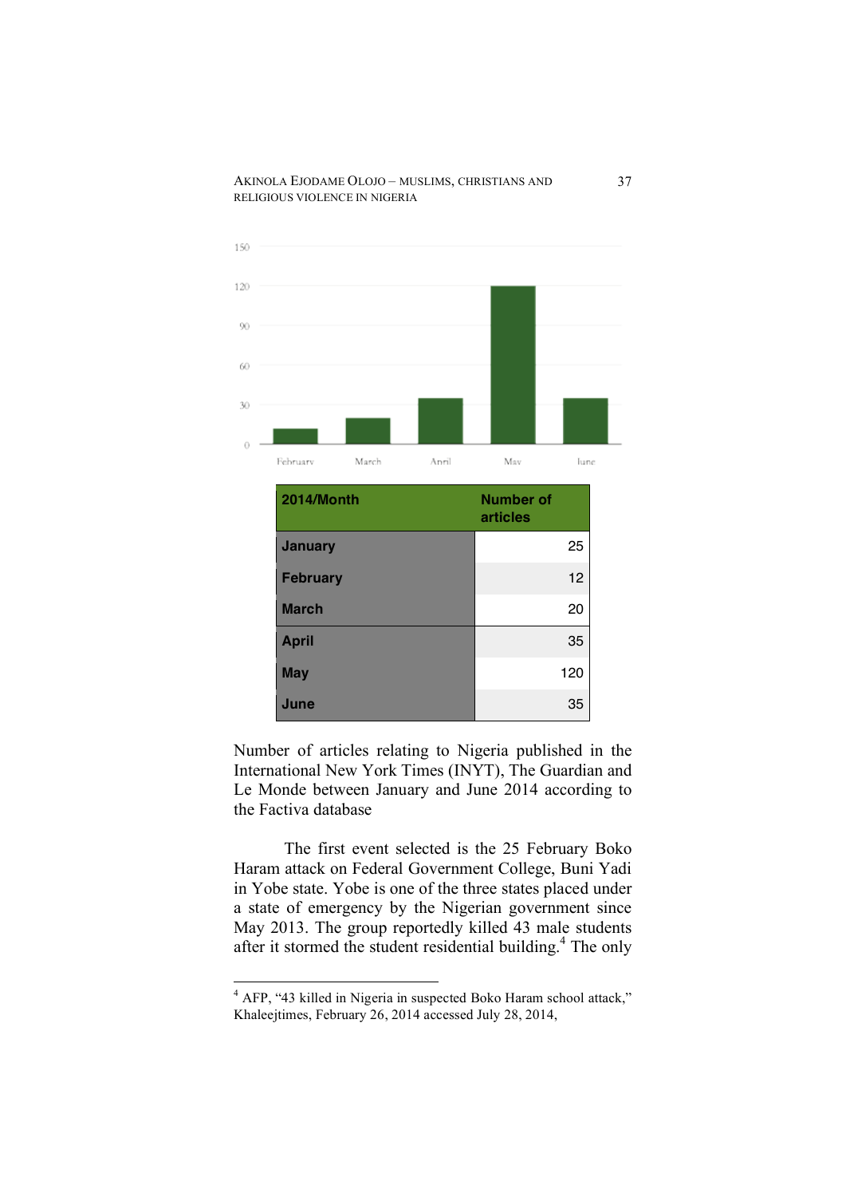| 2014/Month | Number of articles |
|---|---|
| January | 25 |
| February | 12 |
| March | 20 |
| April | 35 |
| May | 120 |
| June | 35 |

Number of articles relating to Nigeria published in the International New York Times (INYT), The Guardian and Le Monde between January and June 2014 according to the Factiva database

The first event selected is the 25 February Boko Haram attack on Federal Government College, Buni Yadi in Yobe state. Yobe is one of the three states placed under a state of emergency by the Nigerian government since May 2013. The group reportedly killed 43 male students after it stormed the student residential building.[4] The only

[4] AFP, "43 killed in Nigeria in suspected Boko Haram school attack," Khaleejtimes, February 26, 2014 accessed July 28, 2014,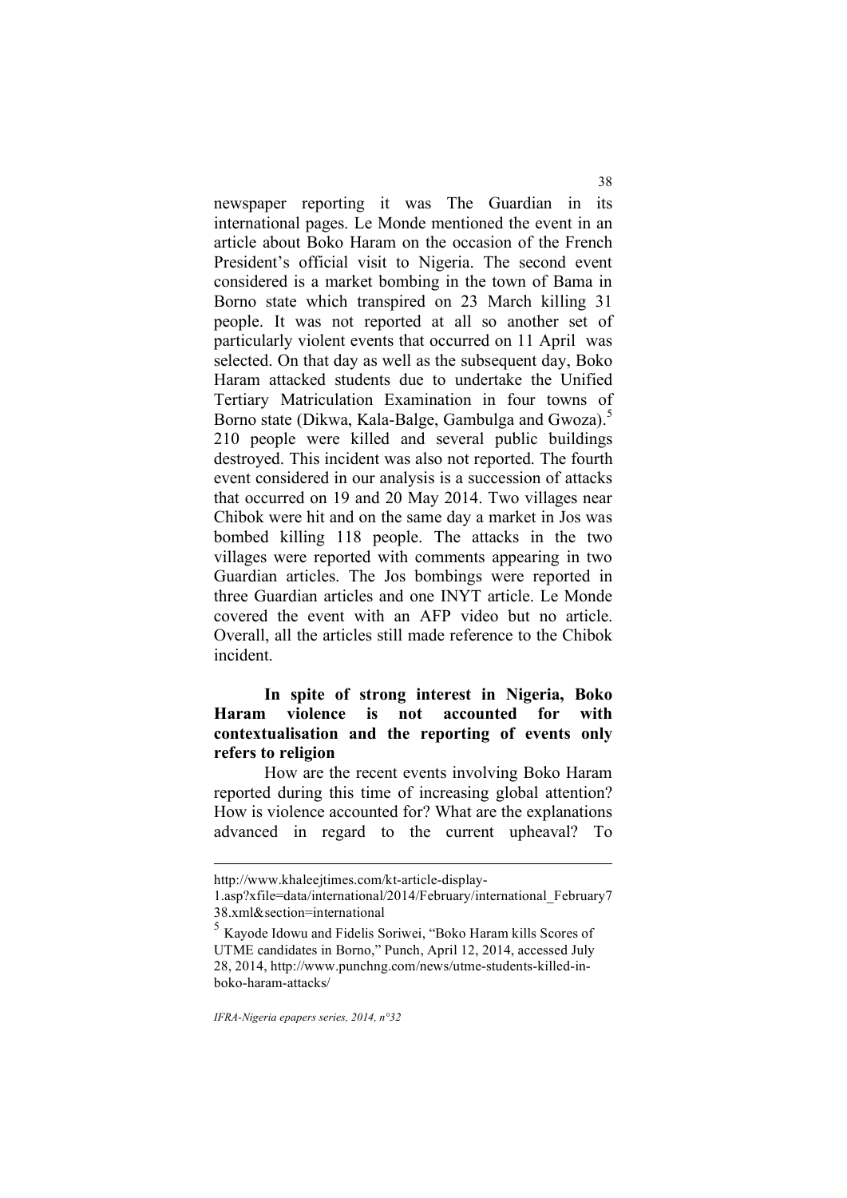newspaper reporting it was The Guardian in its international pages. Le Monde mentioned the event in an article about Boko Haram on the occasion of the French President's official visit to Nigeria. The second event considered is a market bombing in the town of Bama in Borno state which transpired on 23 March killing 31 people. It was not reported at all so another set of particularly violent events that occurred on 11 April was selected. On that day as well as the subsequent day, Boko Haram attacked students due to undertake the Unified Tertiary Matriculation Examination in four towns of Borno state (Dikwa, Kala-Balge, Gambulga and Gwoza).[5] 210 people were killed and several public buildings destroyed. This incident was also not reported. The fourth event considered in our analysis is a succession of attacks that occurred on 19 and 20 May 2014. Two villages near Chibok were hit and on the same day a market in Jos was bombed killing 118 people. The attacks in the two villages were reported with comments appearing in two Guardian articles. The Jos bombings were reported in three Guardian articles and one INYT article. Le Monde covered the event with an AFP video but no article. Overall, all the articles still made reference to the Chibok incident.

**In spite of strong interest in Nigeria, Boko Haram violence is not accounted for with contextualisation and the reporting of events only refers to religion**

How are the recent events involving Boko Haram reported during this time of increasing global attention? How is violence accounted for? What are the explanations advanced in regard to the current upheaval? To

---

http://www.khaleejtimes.com/kt-article-display-1.asp?xfile=data/international/2014/February/international_February738.xml&section=international

[5] Kayode Idowu and Fidelis Soriwei, "Boko Haram kills Scores of UTME candidates in Borno," Punch, April 12, 2014, accessed July 28, 2014, http://www.punchng.com/news/utme-students-killed-in-boko-haram-attacks/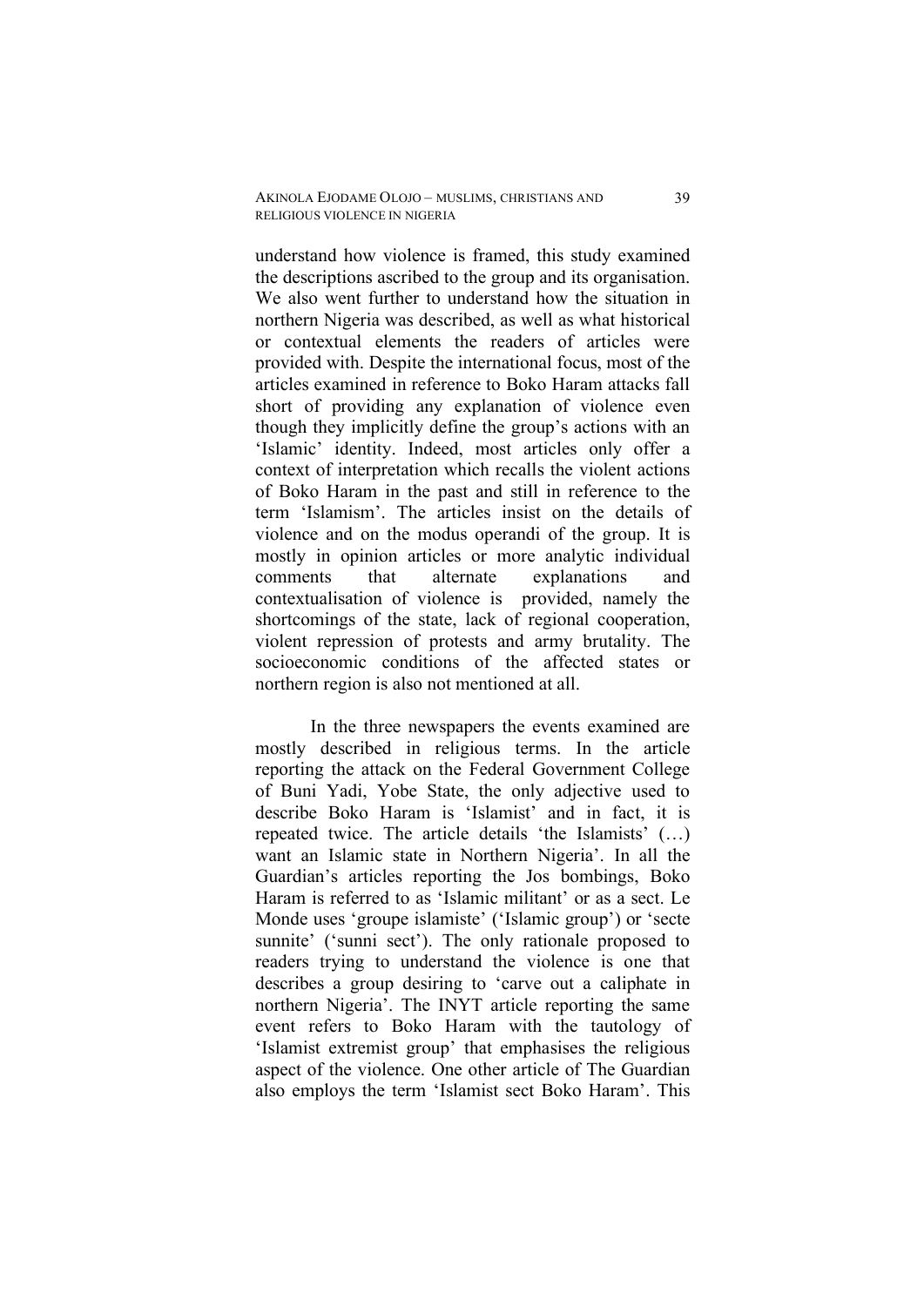understand how violence is framed, this study examined the descriptions ascribed to the group and its organisation. We also went further to understand how the situation in northern Nigeria was described, as well as what historical or contextual elements the readers of articles were provided with. Despite the international focus, most of the articles examined in reference to Boko Haram attacks fall short of providing any explanation of violence even though they implicitly define the group's actions with an 'Islamic' identity. Indeed, most articles only offer a context of interpretation which recalls the violent actions of Boko Haram in the past and still in reference to the term 'Islamism'. The articles insist on the details of violence and on the modus operandi of the group. It is mostly in opinion articles or more analytic individual comments that alternate explanations and contextualisation of violence is provided, namely the shortcomings of the state, lack of regional cooperation, violent repression of protests and army brutality. The socioeconomic conditions of the affected states or northern region is also not mentioned at all.

In the three newspapers the events examined are mostly described in religious terms. In the article reporting the attack on the Federal Government College of Buni Yadi, Yobe State, the only adjective used to describe Boko Haram is 'Islamist' and in fact, it is repeated twice. The article details 'the Islamists' (…) want an Islamic state in Northern Nigeria'. In all the Guardian's articles reporting the Jos bombings, Boko Haram is referred to as 'Islamic militant' or as a sect. Le Monde uses 'groupe islamiste' ('Islamic group') or 'secte sunnite' ('sunni sect'). The only rationale proposed to readers trying to understand the violence is one that describes a group desiring to 'carve out a caliphate in northern Nigeria'. The INYT article reporting the same event refers to Boko Haram with the tautology of 'Islamist extremist group' that emphasises the religious aspect of the violence. One other article of The Guardian also employs the term 'Islamist sect Boko Haram'. This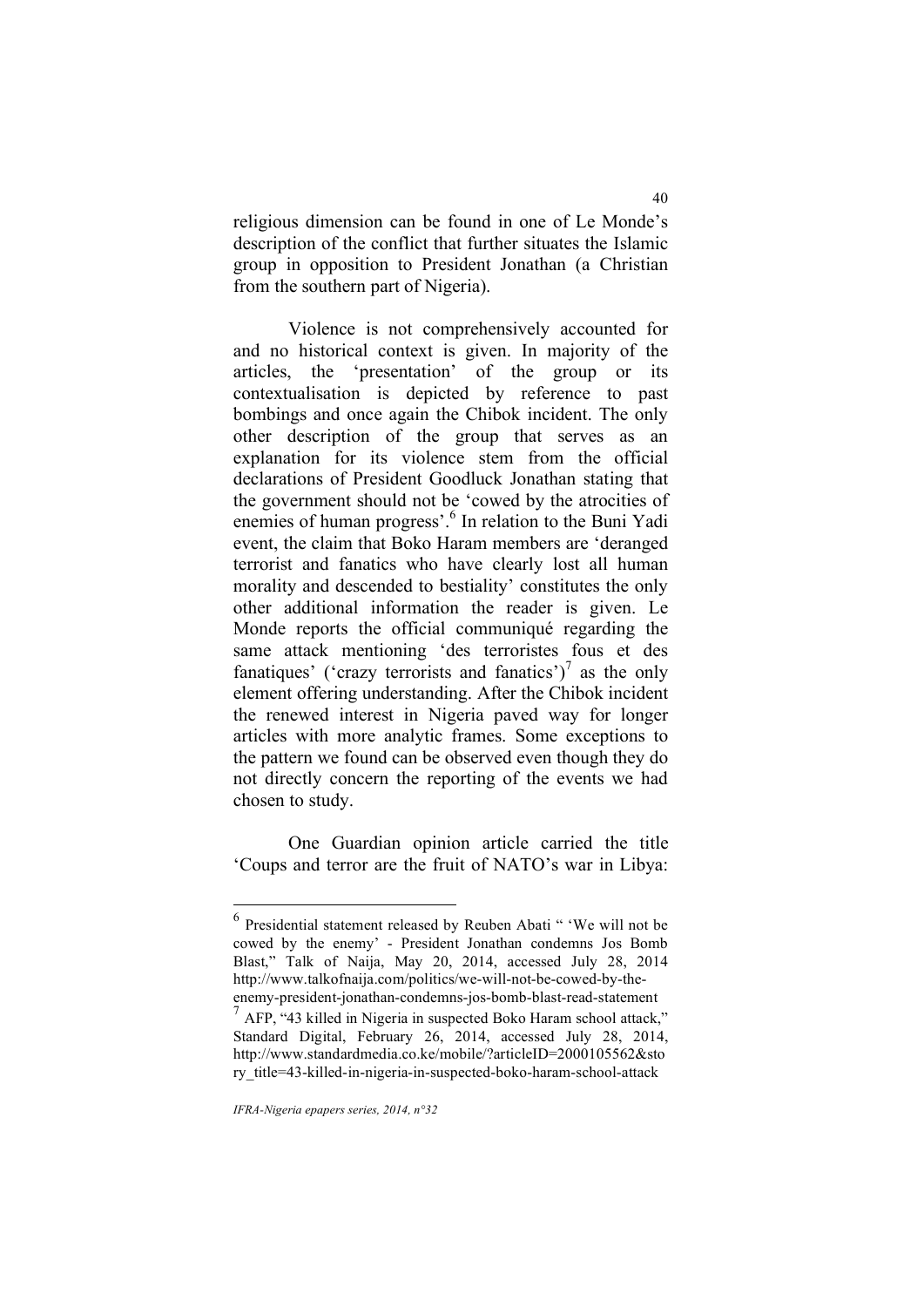religious dimension can be found in one of Le Monde's description of the conflict that further situates the Islamic group in opposition to President Jonathan (a Christian from the southern part of Nigeria).

Violence is not comprehensively accounted for and no historical context is given. In majority of the articles, the 'presentation' of the group or its contextualisation is depicted by reference to past bombings and once again the Chibok incident. The only other description of the group that serves as an explanation for its violence stem from the official declarations of President Goodluck Jonathan stating that the government should not be 'cowed by the atrocities of enemies of human progress'.[6] In relation to the Buni Yadi event, the claim that Boko Haram members are 'deranged terrorist and fanatics who have clearly lost all human morality and descended to bestiality' constitutes the only other additional information the reader is given. Le Monde reports the official communiqué regarding the same attack mentioning 'des terroristes fous et des fanatiques' ('crazy terrorists and fanatics')[7] as the only element offering understanding. After the Chibok incident the renewed interest in Nigeria paved way for longer articles with more analytic frames. Some exceptions to the pattern we found can be observed even though they do not directly concern the reporting of the events we had chosen to study.

One Guardian opinion article carried the title 'Coups and terror are the fruit of NATO's war in Libya:

---

[6] Presidential statement released by Reuben Abati " 'We will not be cowed by the enemy' - President Jonathan condemns Jos Bomb Blast," Talk of Naija, May 20, 2014, accessed July 28, 2014 http://www.talkofnaija.com/politics/we-will-not-be-cowed-by-the-enemy-president-jonathan-condemns-jos-bomb-blast-read-statement

[7] AFP, "43 killed in Nigeria in suspected Boko Haram school attack," Standard Digital, February 26, 2014, accessed July 28, 2014, http://www.standardmedia.co.ke/mobile/?articleID=2000105562&story_title=43-killed-in-nigeria-in-suspected-boko-haram-school-attack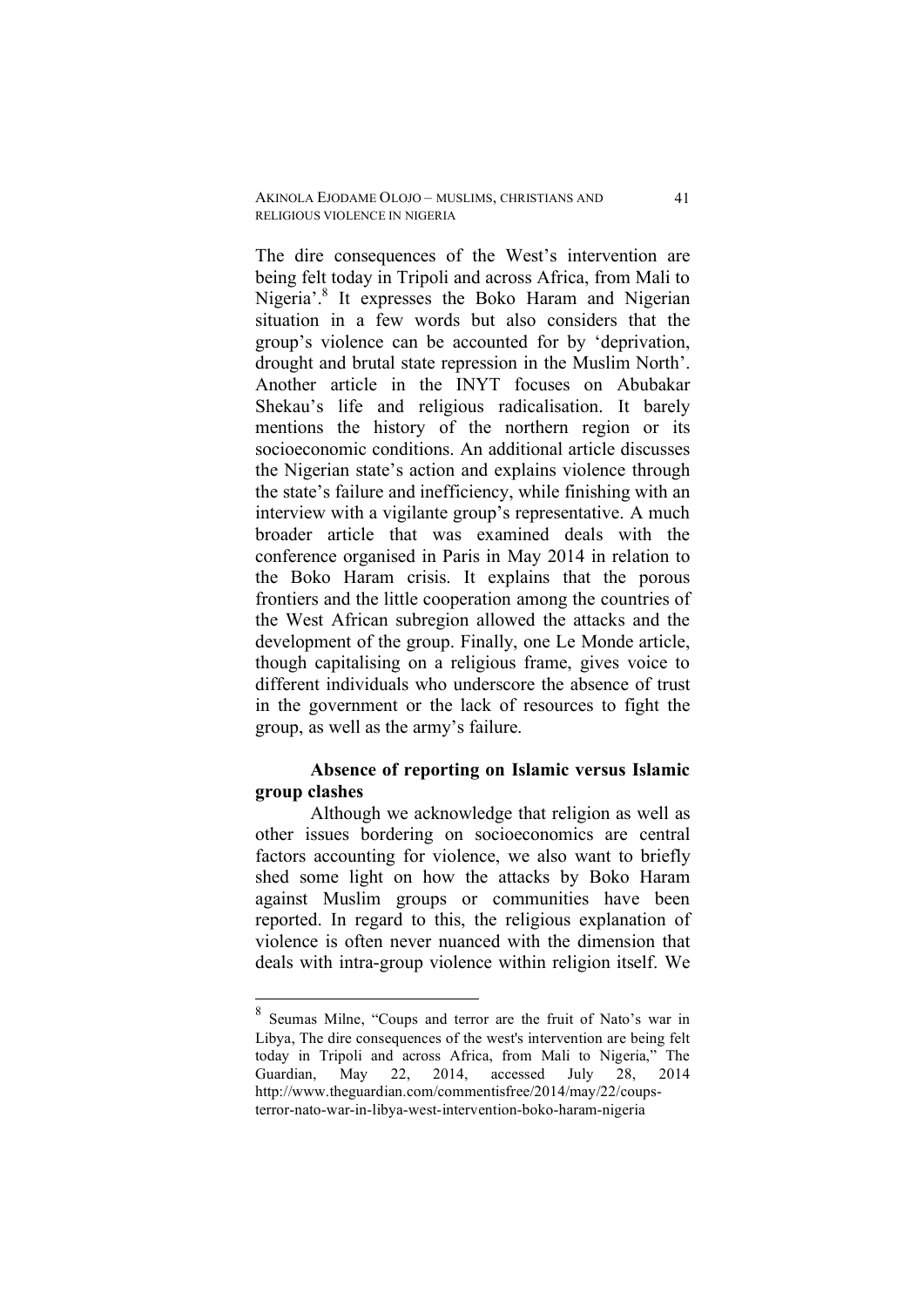The dire consequences of the West's intervention are being felt today in Tripoli and across Africa, from Mali to Nigeria'.[8] It expresses the Boko Haram and Nigerian situation in a few words but also considers that the group's violence can be accounted for by 'deprivation, drought and brutal state repression in the Muslim North'. Another article in the INYT focuses on Abubakar Shekau's life and religious radicalisation. It barely mentions the history of the northern region or its socioeconomic conditions. An additional article discusses the Nigerian state's action and explains violence through the state's failure and inefficiency, while finishing with an interview with a vigilante group's representative. A much broader article that was examined deals with the conference organised in Paris in May 2014 in relation to the Boko Haram crisis. It explains that the porous frontiers and the little cooperation among the countries of the West African subregion allowed the attacks and the development of the group. Finally, one Le Monde article, though capitalising on a religious frame, gives voice to different individuals who underscore the absence of trust in the government or the lack of resources to fight the group, as well as the army's failure.

**Absence of reporting on Islamic versus Islamic group clashes**

Although we acknowledge that religion as well as other issues bordering on socioeconomics are central factors accounting for violence, we also want to briefly shed some light on how the attacks by Boko Haram against Muslim groups or communities have been reported. In regard to this, the religious explanation of violence is often never nuanced with the dimension that deals with intra-group violence within religion itself. We

---

[8] Seumas Milne, "Coups and terror are the fruit of Nato's war in Libya, The dire consequences of the west's intervention are being felt today in Tripoli and across Africa, from Mali to Nigeria," The Guardian, May 22, 2014, accessed July 28, 2014 http://www.theguardian.com/commentisfree/2014/may/22/coups-terror-nato-war-in-libya-west-intervention-boko-haram-nigeria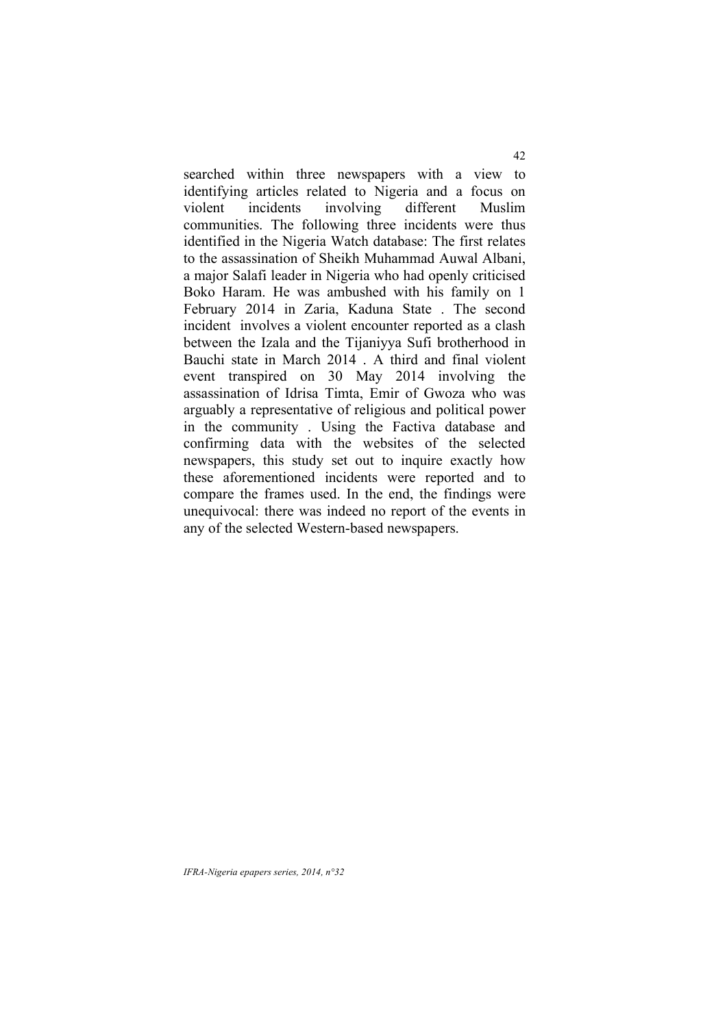searched within three newspapers with a view to identifying articles related to Nigeria and a focus on violent incidents involving different Muslim communities. The following three incidents were thus identified in the Nigeria Watch database: The first relates to the assassination of Sheikh Muhammad Auwal Albani, a major Salafi leader in Nigeria who had openly criticised Boko Haram. He was ambushed with his family on 1 February 2014 in Zaria, Kaduna State . The second incident involves a violent encounter reported as a clash between the Izala and the Tijaniyya Sufi brotherhood in Bauchi state in March 2014 . A third and final violent event transpired on 30 May 2014 involving the assassination of Idrisa Timta, Emir of Gwoza who was arguably a representative of religious and political power in the community . Using the Factiva database and confirming data with the websites of the selected newspapers, this study set out to inquire exactly how these aforementioned incidents were reported and to compare the frames used. In the end, the findings were unequivocal: there was indeed no report of the events in any of the selected Western-based newspapers.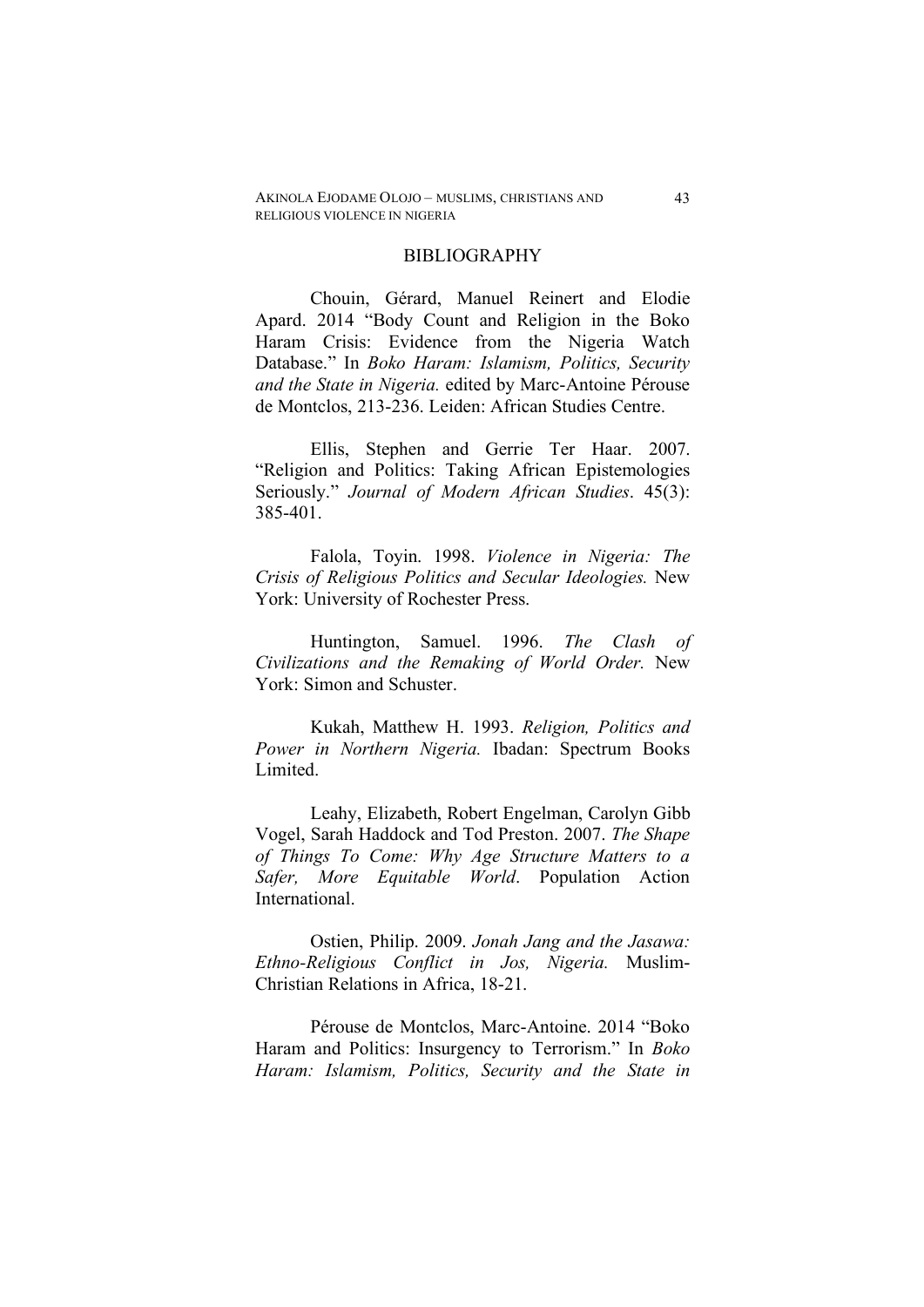## BIBLIOGRAPHY

Chouin, Gérard, Manuel Reinert and Elodie Apard. 2014 "Body Count and Religion in the Boko Haram Crisis: Evidence from the Nigeria Watch Database." In *Boko Haram: Islamism, Politics, Security and the State in Nigeria.* edited by Marc-Antoine Pérouse de Montclos, 213-236. Leiden: African Studies Centre.

Ellis, Stephen and Gerrie Ter Haar. 2007. "Religion and Politics: Taking African Epistemologies Seriously." *Journal of Modern African Studies*. 45(3): 385-401.

Falola, Toyin. 1998. *Violence in Nigeria: The Crisis of Religious Politics and Secular Ideologies.* New York: University of Rochester Press.

Huntington, Samuel. 1996. *The Clash of Civilizations and the Remaking of World Order.* New York: Simon and Schuster.

Kukah, Matthew H. 1993. *Religion, Politics and Power in Northern Nigeria.* Ibadan: Spectrum Books Limited.

Leahy, Elizabeth, Robert Engelman, Carolyn Gibb Vogel, Sarah Haddock and Tod Preston. 2007. *The Shape of Things To Come: Why Age Structure Matters to a Safer, More Equitable World*. Population Action International.

Ostien, Philip. 2009. *Jonah Jang and the Jasawa: Ethno-Religious Conflict in Jos, Nigeria.* Muslim-Christian Relations in Africa, 18-21.

Pérouse de Montclos, Marc-Antoine. 2014 "Boko Haram and Politics: Insurgency to Terrorism." In *Boko Haram: Islamism, Politics, Security and the State in*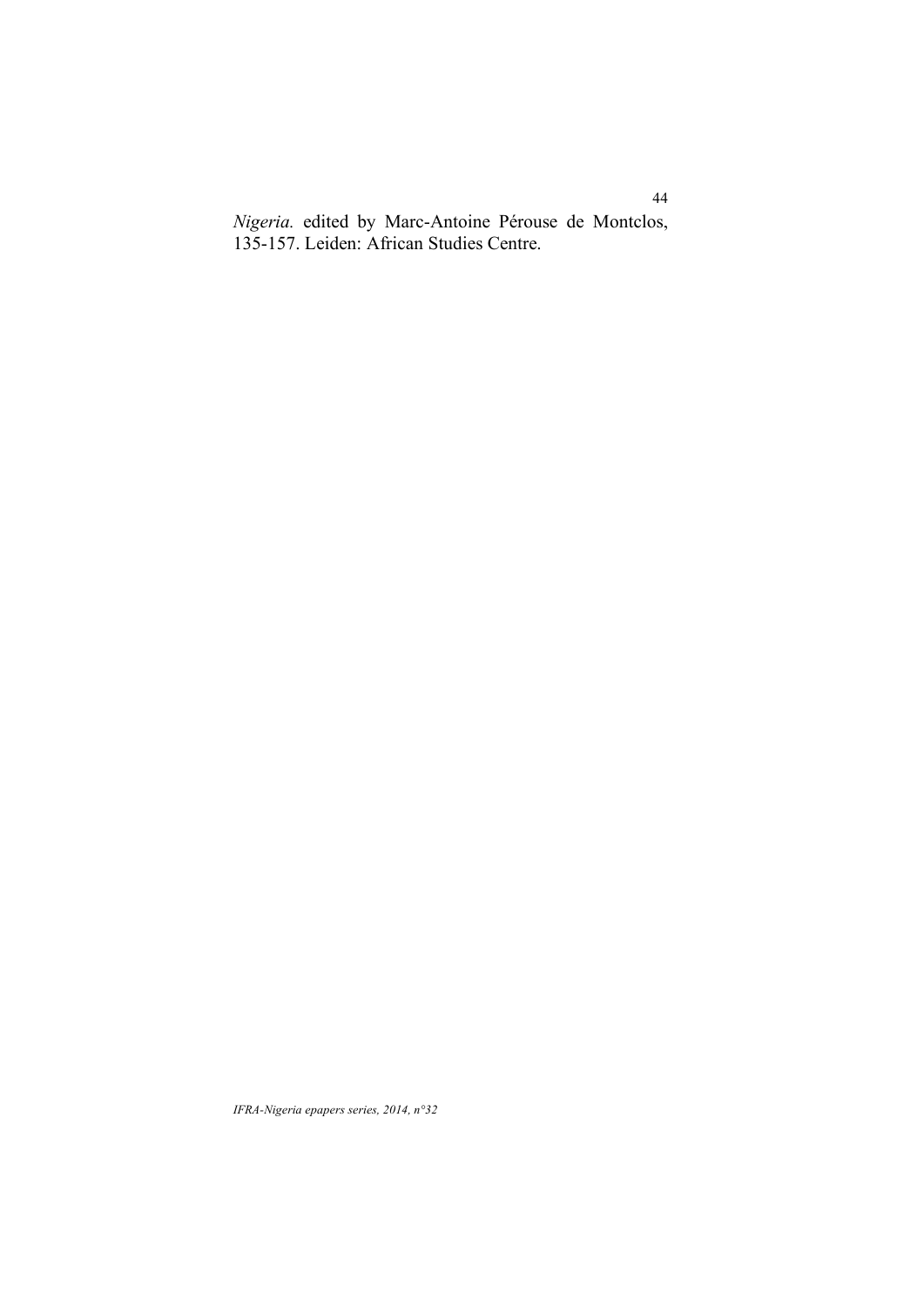*Nigeria.* edited by Marc-Antoine Pérouse de Montclos, 135-157. Leiden: African Studies Centre.